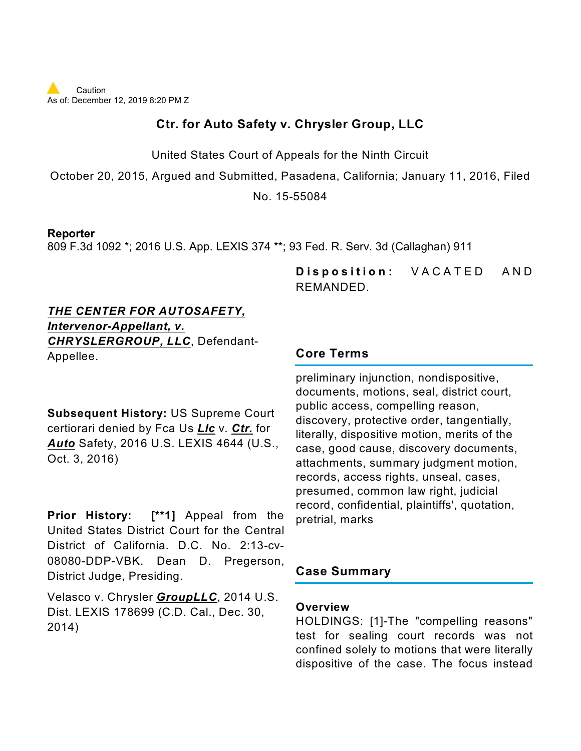Caution
As of: December 12, 2019 8:20 PM Z

# Ctr. for Auto Safety v. Chrysler Group, LLC

United States Court of Appeals for the Ninth Circuit

October 20, 2015, Argued and Submitted, Pasadena, California; January 11, 2016, Filed

No. 15-55084

**Reporter**

809 F.3d 1092 *; 2016 U.S. App. LEXIS 374 **; 93 Fed. R. Serv. 3d (Callaghan) 911

***THE CENTER FOR AUTOSAFETY, Intervenor-Appellant, v. CHRYSLERGROUP, LLC***, Defendant-Appellee.

**Subsequent History:** US Supreme Court certiorari denied by Fca Us ***Llc*** v. ***Ctr.*** for ***Auto*** Safety, 2016 U.S. LEXIS 4644 (U.S., Oct. 3, 2016)

**Prior History:** **[\*\*1]** Appeal from the United States District Court for the Central District of California. D.C. No. 2:13-cv-08080-DDP-VBK. Dean D. Pregerson, District Judge, Presiding.

Velasco v. Chrysler ***GroupLLC***, 2014 U.S. Dist. LEXIS 178699 (C.D. Cal., Dec. 30, 2014)

**Disposition:** VACATED AND REMANDED.

## Core Terms

preliminary injunction, nondispositive, documents, motions, seal, district court, public access, compelling reason, discovery, protective order, tangentially, literally, dispositive motion, merits of the case, good cause, discovery documents, attachments, summary judgment motion, records, access rights, unseal, cases, presumed, common law right, judicial record, confidential, plaintiffs', quotation, pretrial, marks

## Case Summary

### Overview

HOLDINGS: [1]-The "compelling reasons" test for sealing court records was not confined solely to motions that were literally dispositive of the case. The focus instead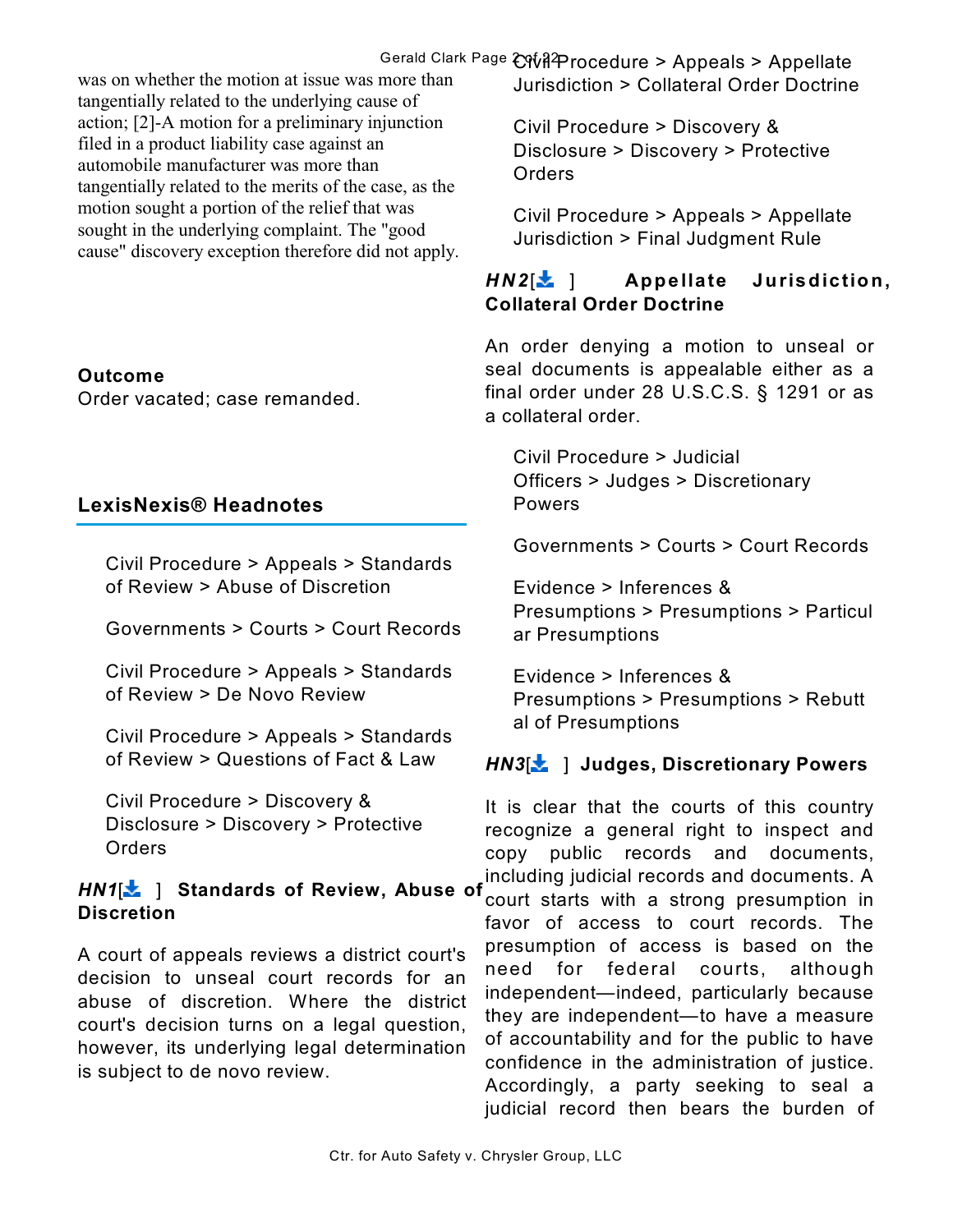was on whether the motion at issue was more than tangentially related to the underlying cause of action; [2]-A motion for a preliminary injunction filed in a product liability case against an automobile manufacturer was more than tangentially related to the merits of the case, as the motion sought a portion of the relief that was sought in the underlying complaint. The "good cause" discovery exception therefore did not apply.

## Outcome

Order vacated; case remanded.

## LexisNexis® Headnotes

Civil Procedure > Appeals > Standards of Review > Abuse of Discretion

Governments > Courts > Court Records

Civil Procedure > Appeals > Standards of Review > De Novo Review

Civil Procedure > Appeals > Standards of Review > Questions of Fact & Law

Civil Procedure > Discovery & Disclosure > Discovery > Protective Orders

**HN1[] Standards of Review, Abuse of Discretion**

A court of appeals reviews a district court's decision to unseal court records for an abuse of discretion. Where the district court's decision turns on a legal question, however, its underlying legal determination is subject to de novo review.

Civil Procedure > Appeals > Appellate Jurisdiction > Collateral Order Doctrine

Civil Procedure > Discovery & Disclosure > Discovery > Protective Orders

Civil Procedure > Appeals > Appellate Jurisdiction > Final Judgment Rule

**HN2[] Appellate Jurisdiction, Collateral Order Doctrine**

An order denying a motion to unseal or seal documents is appealable either as a final order under 28 U.S.C.S. § 1291 or as a collateral order.

Civil Procedure > Judicial Officers > Judges > Discretionary Powers

Governments > Courts > Court Records

Evidence > Inferences & Presumptions > Presumptions > Particular Presumptions

Evidence > Inferences & Presumptions > Presumptions > Rebuttal of Presumptions

**HN3[] Judges, Discretionary Powers**

It is clear that the courts of this country recognize a general right to inspect and copy public records and documents, including judicial records and documents. A court starts with a strong presumption in favor of access to court records. The presumption of access is based on the need for federal courts, although independent—indeed, particularly because they are independent—to have a measure of accountability and for the public to have confidence in the administration of justice. Accordingly, a party seeking to seal a judicial record then bears the burden of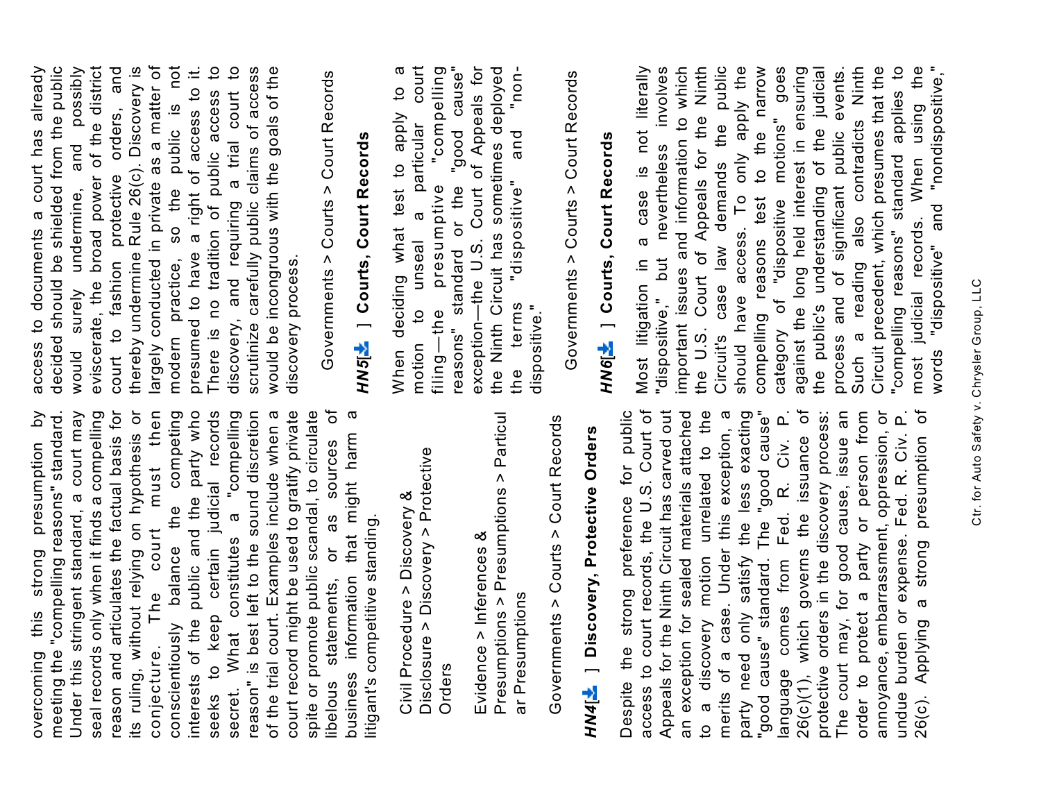overcoming this strong presumption by meeting the "compelling reasons" standard. Under this stringent standard, a court may seal records only when it finds a compelling reason and articulates the factual basis for its ruling, without relying on hypothesis or conjecture. The court must then conscientiously balance the competing interests of the public and the party who seeks to keep certain judicial records secret. What constitutes a "compelling reason" is best left to the sound discretion of the trial court. Examples include when a court record might be used to gratify private spite or promote public scandal, to circulate libelous statements, or as sources of business information that might harm a litigant's competitive standing.

Civil Procedure > Discovery & Disclosure > Discovery > Protective Orders

Evidence > Inferences & Presumptions > Presumptions > Particular Presumptions

Governments > Courts > Court Records

***HN4***[] **Discovery, Protective Orders**

Despite the strong preference for public access to court records, the U.S. Court of Appeals for the Ninth Circuit has carved out an exception for sealed materials attached to a discovery motion unrelated to the merits of a case. Under this exception, a party need only satisfy the less exacting "good cause" standard. The "good cause" language comes from Fed. R. Civ. P. 26(c)(1), which governs the issuance of protective orders in the discovery process: The court may, for good cause, issue an order to protect a party or person from annoyance, embarrassment, oppression, or undue burden or expense. Fed. R. Civ. P. 26(c). Applying a strong presumption of access to documents a court has already decided should be shielded from the public would surely undermine, and possibly eviscerate, the broad power of the district court to fashion protective orders, and thereby undermine Rule 26(c). Discovery is largely conducted in private as a matter of modern practice, so the public is not presumed to have a right of access to it. There is no tradition of public access to discovery, and requiring a trial court to scrutinize carefully public claims of access would be incongruous with the goals of the discovery process.

Governments > Courts > Court Records

***HN5***[] **Courts, Court Records**

When deciding what test to apply to a motion to unseal a particular court filing—the presumptive "compelling reasons" standard or the "good cause" exception—the U.S. Court of Appeals for the Ninth Circuit has sometimes deployed the terms "dispositive" and "non-dispositive."

Governments > Courts > Court Records

***HN6***[] **Courts, Court Records**

Most litigation in a case is not literally "dispositive," but nevertheless involves important issues and information to which the U.S. Court of Appeals for the Ninth Circuit's case law demands the public should have access. To only apply the compelling reasons test to the narrow category of "dispositive motions" goes against the long held interest in ensuring the public's understanding of the judicial process and of significant public events. Such a reading also contradicts Ninth Circuit precedent, which presumes that the "compelling reasons" standard applies to most judicial records. When using the words "dispositive" and "nondispositive,"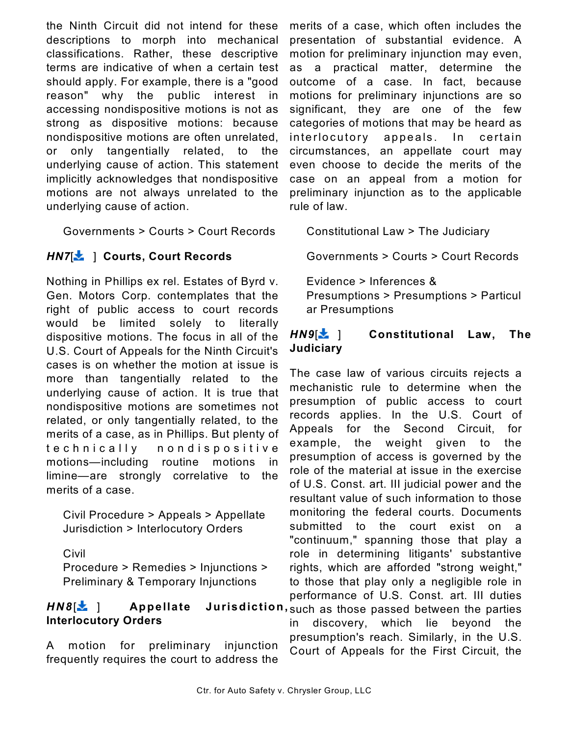the Ninth Circuit did not intend for these descriptions to morph into mechanical classifications. Rather, these descriptive terms are indicative of when a certain test should apply. For example, there is a "good reason" why the public interest in accessing nondispositive motions is not as strong as dispositive motions: because nondispositive motions are often unrelated, or only tangentially related, to the underlying cause of action. This statement implicitly acknowledges that nondispositive motions are not always unrelated to the underlying cause of action.

Governments > Courts > Court Records

***HN7***[ ] **Courts, Court Records**

Nothing in Phillips ex rel. Estates of Byrd v. Gen. Motors Corp. contemplates that the right of public access to court records would be limited solely to literally dispositive motions. The focus in all of the U.S. Court of Appeals for the Ninth Circuit's cases is on whether the motion at issue is more than tangentially related to the underlying cause of action. It is true that nondispositive motions are sometimes not related, or only tangentially related, to the merits of a case, as in Phillips. But plenty of technically nondispositive motions—including routine motions in limine—are strongly correlative to the merits of a case.

Civil Procedure > Appeals > Appellate Jurisdiction > Interlocutory Orders

Civil Procedure > Remedies > Injunctions > Preliminary & Temporary Injunctions

***HN8***[ ] **Appellate Jurisdiction, Interlocutory Orders**

A motion for preliminary injunction frequently requires the court to address the merits of a case, which often includes the presentation of substantial evidence. A motion for preliminary injunction may even, as a practical matter, determine the outcome of a case. In fact, because motions for preliminary injunctions are so significant, they are one of the few categories of motions that may be heard as interlocutory appeals. In certain circumstances, an appellate court may even choose to decide the merits of the case on an appeal from a motion for preliminary injunction as to the applicable rule of law.

Constitutional Law > The Judiciary

Governments > Courts > Court Records

Evidence > Inferences & Presumptions > Presumptions > Particular Presumptions

***HN9***[ ] **Constitutional Law, The Judiciary**

The case law of various circuits rejects a mechanistic rule to determine when the presumption of public access to court records applies. In the U.S. Court of Appeals for the Second Circuit, for example, the weight given to the presumption of access is governed by the role of the material at issue in the exercise of U.S. Const. art. III judicial power and the resultant value of such information to those monitoring the federal courts. Documents submitted to the court exist on a "continuum," spanning those that play a role in determining litigants' substantive rights, which are afforded "strong weight," to those that play only a negligible role in performance of U.S. Const. art. III duties such as those passed between the parties in discovery, which lie beyond the presumption's reach. Similarly, in the U.S. Court of Appeals for the First Circuit, the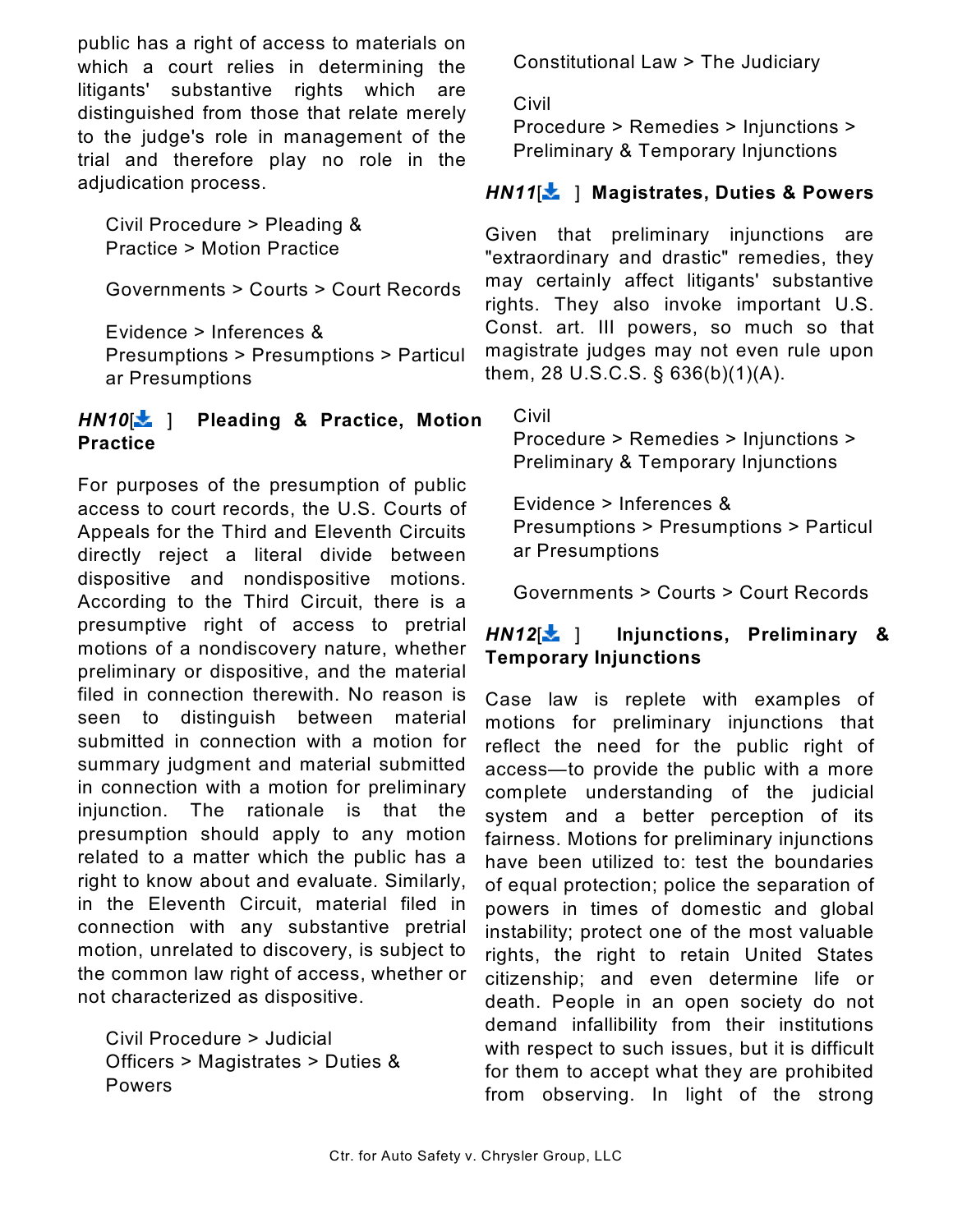public has a right of access to materials on which a court relies in determining the litigants' substantive rights which are distinguished from those that relate merely to the judge's role in management of the trial and therefore play no role in the adjudication process.

Civil Procedure > Pleading & Practice > Motion Practice

Governments > Courts > Court Records

Evidence > Inferences & Presumptions > Presumptions > Particular Presumptions

**HN10[] Pleading & Practice, Motion Practice**

For purposes of the presumption of public access to court records, the U.S. Courts of Appeals for the Third and Eleventh Circuits directly reject a literal divide between dispositive and nondispositive motions. According to the Third Circuit, there is a presumptive right of access to pretrial motions of a nondiscovery nature, whether preliminary or dispositive, and the material filed in connection therewith. No reason is seen to distinguish between material submitted in connection with a motion for summary judgment and material submitted in connection with a motion for preliminary injunction. The rationale is that the presumption should apply to any motion related to a matter which the public has a right to know about and evaluate. Similarly, in the Eleventh Circuit, material filed in connection with any substantive pretrial motion, unrelated to discovery, is subject to the common law right of access, whether or not characterized as dispositive.

Civil Procedure > Judicial Officers > Magistrates > Duties & Powers

Constitutional Law > The Judiciary

Civil Procedure > Remedies > Injunctions > Preliminary & Temporary Injunctions

**HN11[] Magistrates, Duties & Powers**

Given that preliminary injunctions are "extraordinary and drastic" remedies, they may certainly affect litigants' substantive rights. They also invoke important U.S. Const. art. III powers, so much so that magistrate judges may not even rule upon them, 28 U.S.C.S. § 636(b)(1)(A).

Civil Procedure > Remedies > Injunctions > Preliminary & Temporary Injunctions

Evidence > Inferences & Presumptions > Presumptions > Particular Presumptions

Governments > Courts > Court Records

**HN12[] Injunctions, Preliminary & Temporary Injunctions**

Case law is replete with examples of motions for preliminary injunctions that reflect the need for the public right of access—to provide the public with a more complete understanding of the judicial system and a better perception of its fairness. Motions for preliminary injunctions have been utilized to: test the boundaries of equal protection; police the separation of powers in times of domestic and global instability; protect one of the most valuable rights, the right to retain United States citizenship; and even determine life or death. People in an open society do not demand infallibility from their institutions with respect to such issues, but it is difficult for them to accept what they are prohibited from observing. In light of the strong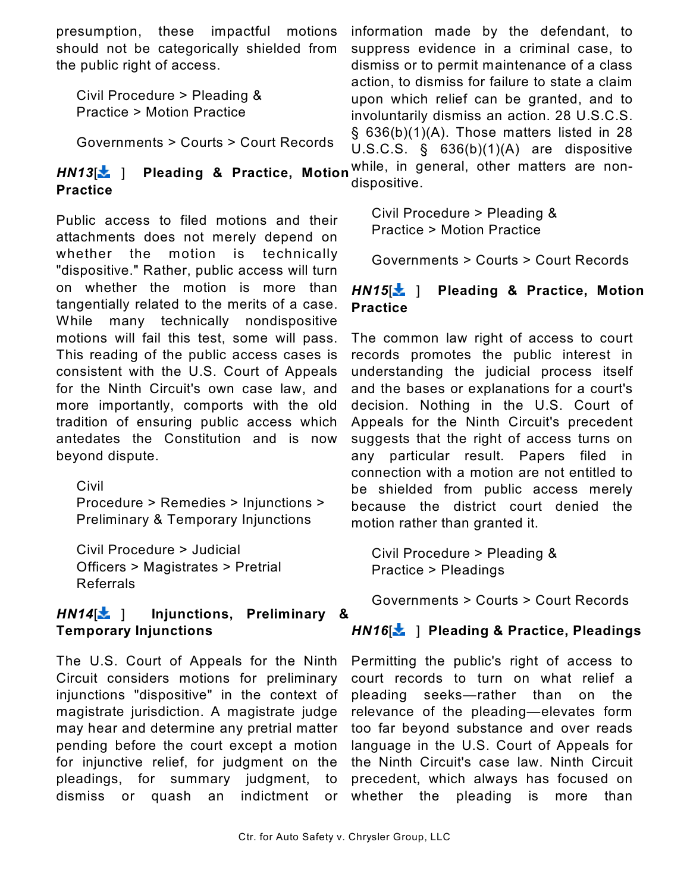presumption, these impactful motions should not be categorically shielded from the public right of access.

Civil Procedure > Pleading & Practice > Motion Practice

Governments > Courts > Court Records

**HN13**[ ] **Pleading & Practice, Motion Practice**

Public access to filed motions and their attachments does not merely depend on whether the motion is technically "dispositive." Rather, public access will turn on whether the motion is more than tangentially related to the merits of a case. While many technically nondispositive motions will fail this test, some will pass. This reading of the public access cases is consistent with the U.S. Court of Appeals for the Ninth Circuit's own case law, and more importantly, comports with the old tradition of ensuring public access which antedates the Constitution and is now beyond dispute.

Civil Procedure > Remedies > Injunctions > Preliminary & Temporary Injunctions

Civil Procedure > Judicial Officers > Magistrates > Pretrial Referrals

**HN14**[ ] **Injunctions, Preliminary & Temporary Injunctions**

The U.S. Court of Appeals for the Ninth Circuit considers motions for preliminary injunctions "dispositive" in the context of magistrate jurisdiction. A magistrate judge may hear and determine any pretrial matter pending before the court except a motion for injunctive relief, for judgment on the pleadings, for summary judgment, to dismiss or quash an indictment or information made by the defendant, to suppress evidence in a criminal case, to dismiss or to permit maintenance of a class action, to dismiss for failure to state a claim upon which relief can be granted, and to involuntarily dismiss an action. 28 U.S.C.S. § 636(b)(1)(A). Those matters listed in 28 U.S.C.S. § 636(b)(1)(A) are dispositive while, in general, other matters are non-dispositive.

Civil Procedure > Pleading & Practice > Motion Practice

Governments > Courts > Court Records

**HN15**[ ] **Pleading & Practice, Motion Practice**

The common law right of access to court records promotes the public interest in understanding the judicial process itself and the bases or explanations for a court's decision. Nothing in the U.S. Court of Appeals for the Ninth Circuit's precedent suggests that the right of access turns on any particular result. Papers filed in connection with a motion are not entitled to be shielded from public access merely because the district court denied the motion rather than granted it.

Civil Procedure > Pleading & Practice > Pleadings

Governments > Courts > Court Records

**HN16**[ ] **Pleading & Practice, Pleadings**

Permitting the public's right of access to court records to turn on what relief a pleading seeks—rather than on the relevance of the pleading—elevates form too far beyond substance and over reads language in the U.S. Court of Appeals for the Ninth Circuit's case law. Ninth Circuit precedent, which always has focused on whether the pleading is more than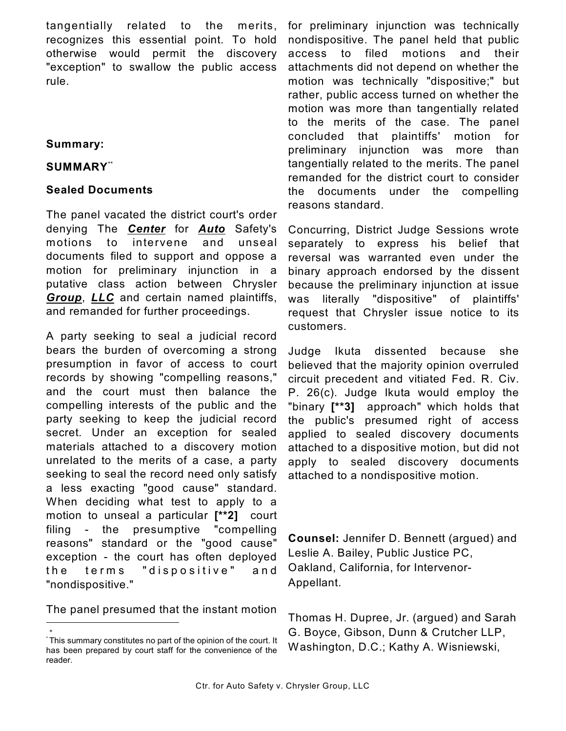tangentially related to the merits, recognizes this essential point. To hold otherwise would permit the discovery "exception" to swallow the public access rule.

**Summary:**

**SUMMARY**[**]

**Sealed Documents**

The panel vacated the district court's order denying The ***Center*** for ***Auto*** Safety's motions to intervene and unseal documents filed to support and oppose a motion for preliminary injunction in a putative class action between Chrysler ***Group***, ***LLC*** and certain named plaintiffs, and remanded for further proceedings.

A party seeking to seal a judicial record bears the burden of overcoming a strong presumption in favor of access to court records by showing "compelling reasons," and the court must then balance the compelling interests of the public and the party seeking to keep the judicial record secret. Under an exception for sealed materials attached to a discovery motion unrelated to the merits of a case, a party seeking to seal the record need only satisfy a less exacting "good cause" standard. When deciding what test to apply to a motion to unseal a particular **[**2]** court filing - the presumptive "compelling reasons" standard or the "good cause" exception - the court has often deployed the terms "dispositive" and "nondispositive."

The panel presumed that the instant motion for preliminary injunction was technically nondispositive. The panel held that public access to filed motions and their attachments did not depend on whether the motion was technically "dispositive;" but rather, public access turned on whether the motion was more than tangentially related to the merits of the case. The panel concluded that plaintiffs' motion for preliminary injunction was more than tangentially related to the merits. The panel remanded for the district court to consider the documents under the compelling reasons standard.

Concurring, District Judge Sessions wrote separately to express his belief that reversal was warranted even under the binary approach endorsed by the dissent because the preliminary injunction at issue was literally "dispositive" of plaintiffs' request that Chrysler issue notice to its customers.

Judge Ikuta dissented because she believed that the majority opinion overruled circuit precedent and vitiated Fed. R. Civ. P. 26(c). Judge Ikuta would employ the "binary **[**3]** approach" which holds that the public's presumed right of access applied to sealed discovery documents attached to a dispositive motion, but did not apply to sealed discovery documents attached to a nondispositive motion.

**Counsel:** Jennifer D. Bennett (argued) and Leslie A. Bailey, Public Justice PC, Oakland, California, for Intervenor-Appellant.

Thomas H. Dupree, Jr. (argued) and Sarah G. Boyce, Gibson, Dunn & Crutcher LLP, Washington, D.C.; Kathy A. Wisniewski,

[*] This summary constitutes no part of the opinion of the court. It has been prepared by court staff for the convenience of the reader.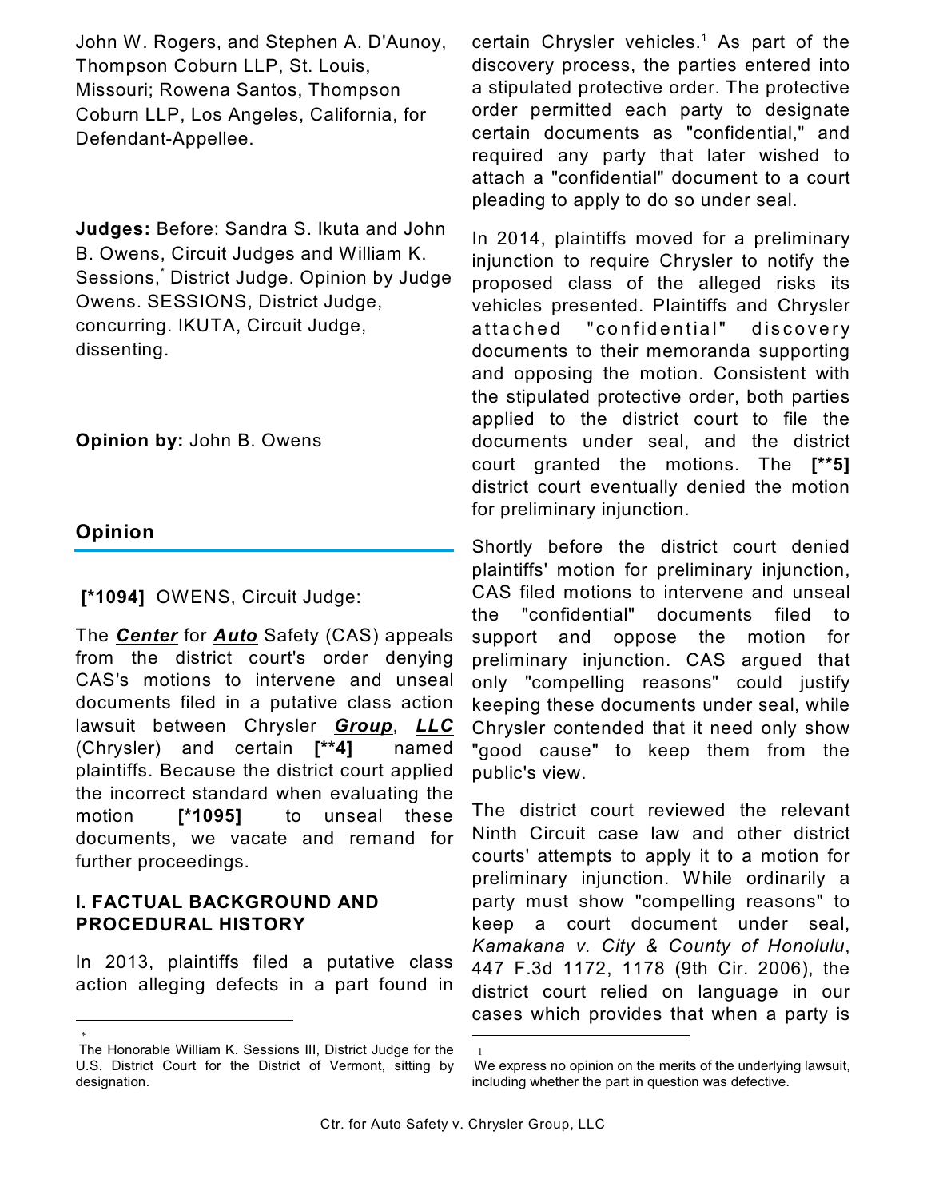John W. Rogers, and Stephen A. D'Aunoy, Thompson Coburn LLP, St. Louis, Missouri; Rowena Santos, Thompson Coburn LLP, Los Angeles, California, for Defendant-Appellee.

**Judges:** Before: Sandra S. Ikuta and John B. Owens, Circuit Judges and William K. Sessions,[*] District Judge. Opinion by Judge Owens. SESSIONS, District Judge, concurring. IKUTA, Circuit Judge, dissenting.

**Opinion by:** John B. Owens

## Opinion

**[*1094]** OWENS, Circuit Judge:

The ***Center*** for ***Auto*** Safety (CAS) appeals from the district court's order denying CAS's motions to intervene and unseal documents filed in a putative class action lawsuit between Chrysler ***Group***, ***LLC*** (Chrysler) and certain **[**4]** named plaintiffs. Because the district court applied the incorrect standard when evaluating the motion **[*1095]** to unseal these documents, we vacate and remand for further proceedings.

### I. FACTUAL BACKGROUND AND PROCEDURAL HISTORY

In 2013, plaintiffs filed a putative class action alleging defects in a part found in certain Chrysler vehicles.[1] As part of the discovery process, the parties entered into a stipulated protective order. The protective order permitted each party to designate certain documents as "confidential," and required any party that later wished to attach a "confidential" document to a court pleading to apply to do so under seal.

In 2014, plaintiffs moved for a preliminary injunction to require Chrysler to notify the proposed class of the alleged risks its vehicles presented. Plaintiffs and Chrysler attached "confidential" discovery documents to their memoranda supporting and opposing the motion. Consistent with the stipulated protective order, both parties applied to the district court to file the documents under seal, and the district court granted the motions. The **[**5]** district court eventually denied the motion for preliminary injunction.

Shortly before the district court denied plaintiffs' motion for preliminary injunction, CAS filed motions to intervene and unseal the "confidential" documents filed to support and oppose the motion for preliminary injunction. CAS argued that only "compelling reasons" could justify keeping these documents under seal, while Chrysler contended that it need only show "good cause" to keep them from the public's view.

The district court reviewed the relevant Ninth Circuit case law and other district courts' attempts to apply it to a motion for preliminary injunction. While ordinarily a party must show "compelling reasons" to keep a court document under seal, *Kamakana v. City & County of Honolulu*, 447 F.3d 1172, 1178 (9th Cir. 2006), the district court relied on language in our cases which provides that when a party is

[*] The Honorable William K. Sessions III, District Judge for the U.S. District Court for the District of Vermont, sitting by designation.

[1] We express no opinion on the merits of the underlying lawsuit, including whether the part in question was defective.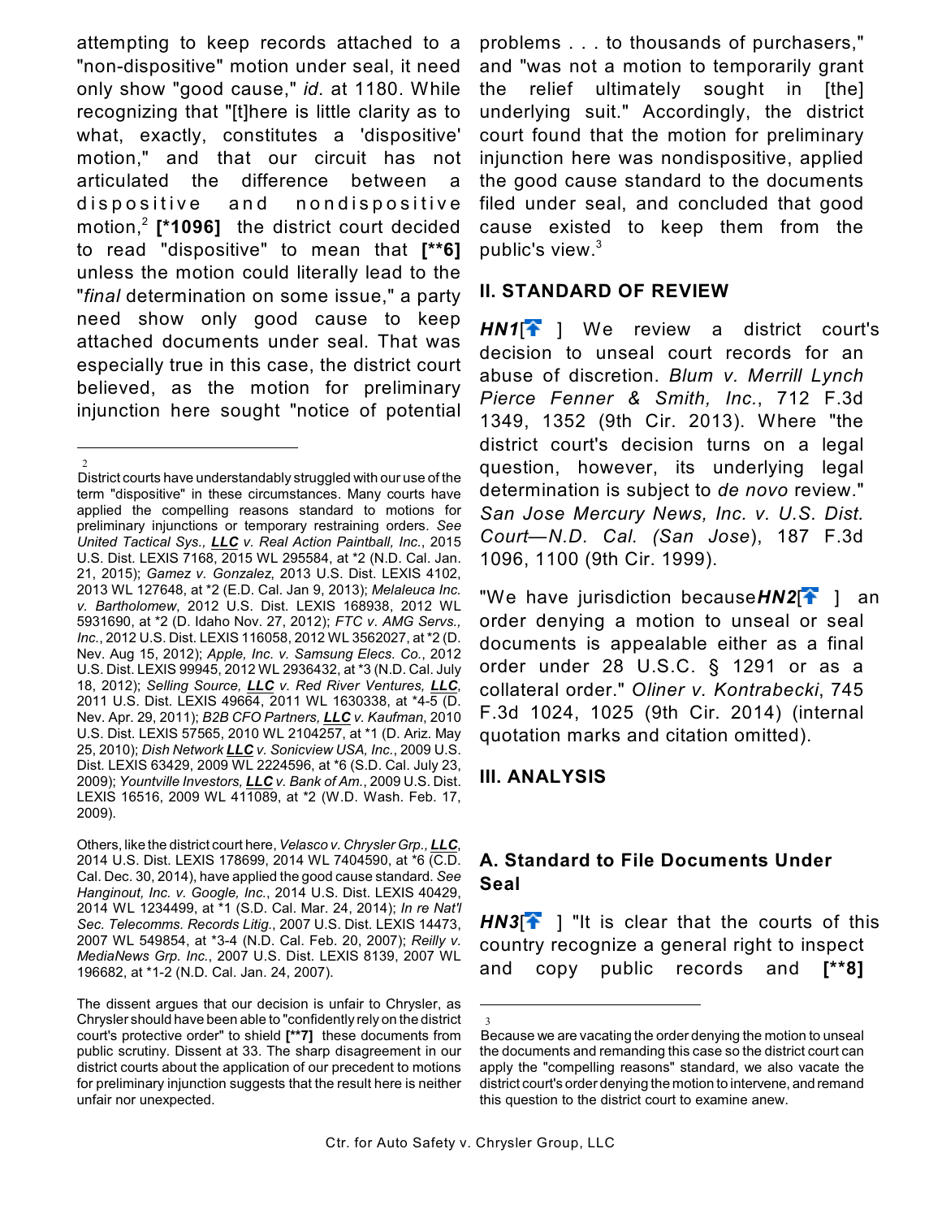attempting to keep records attached to a "non-dispositive" motion under seal, it need only show "good cause," *id.* at 1180. While recognizing that "[t]here is little clarity as to what, exactly, constitutes a 'dispositive' motion," and that our circuit has not articulated the difference between a dispositive and nondispositive motion,[2] **[*1096]** the district court decided to read "dispositive" to mean that **[**6]** unless the motion could literally lead to the "*final* determination on some issue," a party need show only good cause to keep attached documents under seal. That was especially true in this case, the district court believed, as the motion for preliminary injunction here sought "notice of potential problems . . . to thousands of purchasers," and "was not a motion to temporarily grant the relief ultimately sought in [the] underlying suit." Accordingly, the district court found that the motion for preliminary injunction here was nondispositive, applied the good cause standard to the documents filed under seal, and concluded that good cause existed to keep them from the public's view.[3]

## II. STANDARD OF REVIEW

***HN1***[ ] We review a district court's decision to unseal court records for an abuse of discretion. *Blum v. Merrill Lynch Pierce Fenner & Smith, Inc.*, 712 F.3d 1349, 1352 (9th Cir. 2013). Where "the district court's decision turns on a legal question, however, its underlying legal determination is subject to *de novo* review." *San Jose Mercury News, Inc. v. U.S. Dist. Court—N.D. Cal. (San Jose)*, 187 F.3d 1096, 1100 (9th Cir. 1999).

"We have jurisdiction because ***HN2***[ ] an order denying a motion to unseal or seal documents is appealable either as a final order under 28 U.S.C. § 1291 or as a collateral order." *Oliner v. Kontrabecki*, 745 F.3d 1024, 1025 (9th Cir. 2014) (internal quotation marks and citation omitted).

## III. ANALYSIS

### A. Standard to File Documents Under Seal

***HN3***[ ] "It is clear that the courts of this country recognize a general right to inspect and copy public records and **[**8]**

---

[2] District courts have understandably struggled with our use of the term "dispositive" in these circumstances. Many courts have applied the compelling reasons standard to motions for preliminary injunctions or temporary restraining orders. *See United Tactical Sys., LLC v. Real Action Paintball, Inc.*, 2015 U.S. Dist. LEXIS 7168, 2015 WL 295584, at *2 (N.D. Cal. Jan. 21, 2015); *Gamez v. Gonzalez*, 2013 U.S. Dist. LEXIS 4102, 2013 WL 127648, at *2 (E.D. Cal. Jan 9, 2013); *Melaleuca Inc. v. Bartholomew*, 2012 U.S. Dist. LEXIS 168938, 2012 WL 5931690, at *2 (D. Idaho Nov. 27, 2012); *FTC v. AMG Servs., Inc.*, 2012 U.S. Dist. LEXIS 116058, 2012 WL 3562027, at *2 (D. Nev. Aug 15, 2012); *Apple, Inc. v. Samsung Elecs. Co.*, 2012 U.S. Dist. LEXIS 99945, 2012 WL 2936432, at *3 (N.D. Cal. July 18, 2012); *Selling Source, LLC v. Red River Ventures, LLC*, 2011 U.S. Dist. LEXIS 49664, 2011 WL 1630338, at *4-5 (D. Nev. Apr. 29, 2011); *B2B CFO Partners, LLC v. Kaufman*, 2010 U.S. Dist. LEXIS 57565, 2010 WL 2104257, at *1 (D. Ariz. May 25, 2010); *Dish Network LLC v. Sonicview USA, Inc.*, 2009 U.S. Dist. LEXIS 63429, 2009 WL 2224596, at *6 (S.D. Cal. July 23, 2009); *Yountville Investors, LLC v. Bank of Am.*, 2009 U.S. Dist. LEXIS 16516, 2009 WL 411089, at *2 (W.D. Wash. Feb. 17, 2009).

Others, like the district court here, *Velasco v. Chrysler Grp., LLC*, 2014 U.S. Dist. LEXIS 178699, 2014 WL 7404590, at *6 (C.D. Cal. Dec. 30, 2014), have applied the good cause standard. *See Hanginout, Inc. v. Google, Inc.*, 2014 U.S. Dist. LEXIS 40429, 2014 WL 1234499, at *1 (S.D. Cal. Mar. 24, 2014); *In re Nat'l Sec. Telecomms. Records Litig.*, 2007 U.S. Dist. LEXIS 14473, 2007 WL 549854, at *3-4 (N.D. Cal. Feb. 20, 2007); *Reilly v. MediaNews Grp. Inc.*, 2007 U.S. Dist. LEXIS 8139, 2007 WL 196682, at *1-2 (N.D. Cal. Jan. 24, 2007).

The dissent argues that our decision is unfair to Chrysler, as Chrysler should have been able to "confidently rely on the district court's protective order" to shield **[**7]** these documents from public scrutiny. Dissent at 33. The sharp disagreement in our district courts about the application of our precedent to motions for preliminary injunction suggests that the result here is neither unfair nor unexpected.

[3] Because we are vacating the order denying the motion to unseal the documents and remanding this case so the district court can apply the "compelling reasons" standard, we also vacate the district court's order denying the motion to intervene, and remand this question to the district court to examine anew.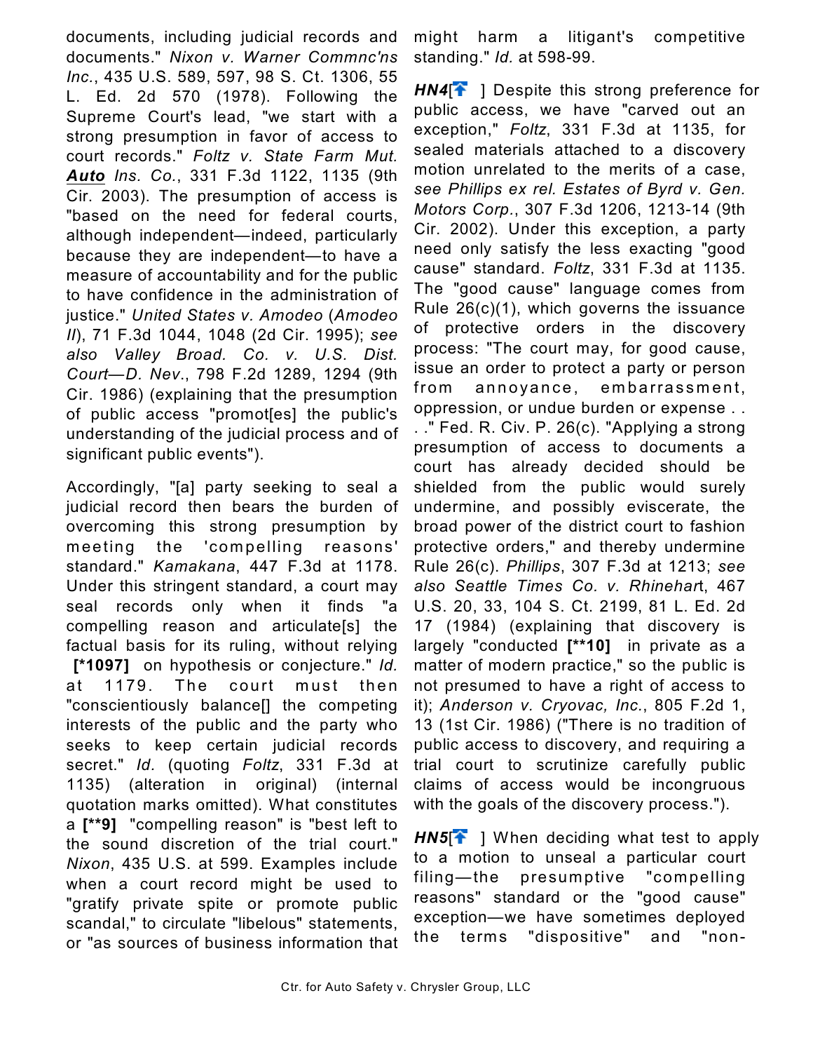documents, including judicial records and documents." *Nixon v. Warner Commnc'ns Inc.*, 435 U.S. 589, 597, 98 S. Ct. 1306, 55 L. Ed. 2d 570 (1978). Following the Supreme Court's lead, "we start with a strong presumption in favor of access to court records." *Foltz v. State Farm Mut. **Auto** Ins. Co.*, 331 F.3d 1122, 1135 (9th Cir. 2003). The presumption of access is "based on the need for federal courts, although independent—indeed, particularly because they are independent—to have a measure of accountability and for the public to have confidence in the administration of justice." *United States v. Amodeo* (*Amodeo II*), 71 F.3d 1044, 1048 (2d Cir. 1995); *see also Valley Broad. Co. v. U.S. Dist. Court—D. Nev.*, 798 F.2d 1289, 1294 (9th Cir. 1986) (explaining that the presumption of public access "promot[es] the public's understanding of the judicial process and of significant public events").

Accordingly, "[a] party seeking to seal a judicial record then bears the burden of overcoming this strong presumption by meeting the 'compelling reasons' standard." *Kamakana*, 447 F.3d at 1178. Under this stringent standard, a court may seal records only when it finds "a compelling reason and articulate[s] the factual basis for its ruling, without relying **[\*1097]** on hypothesis or conjecture." *Id.* at 1179. The court must then "conscientiously balance[] the competing interests of the public and the party who seeks to keep certain judicial records secret." *Id.* (quoting *Foltz*, 331 F.3d at 1135) (alteration in original) (internal quotation marks omitted). What constitutes a **[\*\*9]** "compelling reason" is "best left to the sound discretion of the trial court." *Nixon*, 435 U.S. at 599. Examples include when a court record might be used to "gratify private spite or promote public scandal," to circulate "libelous" statements, or "as sources of business information that might harm a litigant's competitive standing." *Id.* at 598-99.

***HN4***[] Despite this strong preference for public access, we have "carved out an exception," *Foltz*, 331 F.3d at 1135, for sealed materials attached to a discovery motion unrelated to the merits of a case, *see Phillips ex rel. Estates of Byrd v. Gen. Motors Corp.*, 307 F.3d 1206, 1213-14 (9th Cir. 2002). Under this exception, a party need only satisfy the less exacting "good cause" standard. *Foltz*, 331 F.3d at 1135. The "good cause" language comes from Rule 26(c)(1), which governs the issuance of protective orders in the discovery process: "The court may, for good cause, issue an order to protect a party or person from annoyance, embarrassment, oppression, or undue burden or expense . . . ." Fed. R. Civ. P. 26(c). "Applying a strong presumption of access to documents a court has already decided should be shielded from the public would surely undermine, and possibly eviscerate, the broad power of the district court to fashion protective orders," and thereby undermine Rule 26(c). *Phillips*, 307 F.3d at 1213; *see also Seattle Times Co. v. Rhinehart*, 467 U.S. 20, 33, 104 S. Ct. 2199, 81 L. Ed. 2d 17 (1984) (explaining that discovery is largely "conducted **[\*\*10]** in private as a matter of modern practice," so the public is not presumed to have a right of access to it); *Anderson v. Cryovac, Inc.*, 805 F.2d 1, 13 (1st Cir. 1986) ("There is no tradition of public access to discovery, and requiring a trial court to scrutinize carefully public claims of access would be incongruous with the goals of the discovery process.").

***HN5***[] When deciding what test to apply to a motion to unseal a particular court filing—the presumptive "compelling reasons" standard or the "good cause" exception—we have sometimes deployed the terms "dispositive" and "non-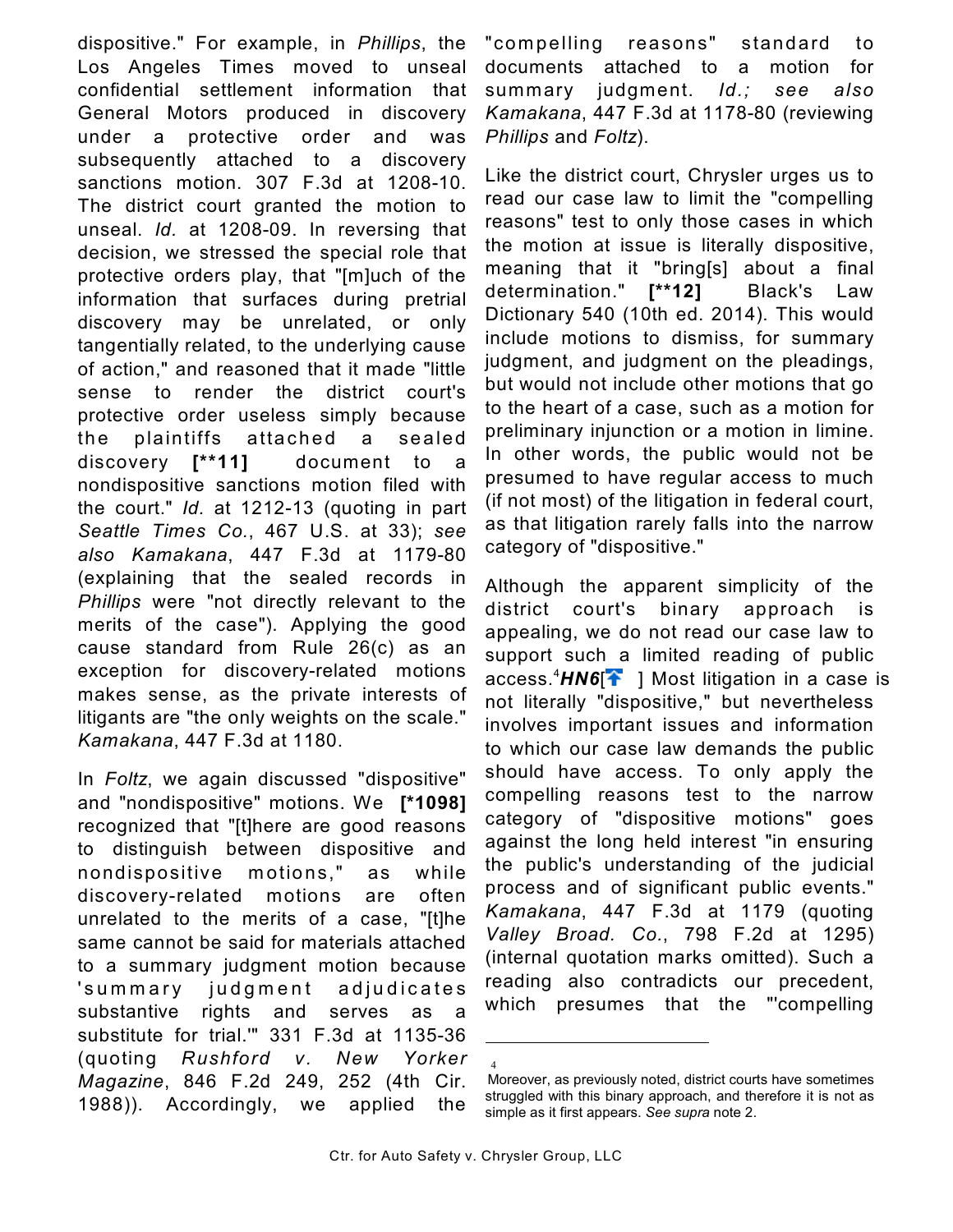dispositive." For example, in *Phillips*, the Los Angeles Times moved to unseal confidential settlement information that General Motors produced in discovery under a protective order and was subsequently attached to a discovery sanctions motion. 307 F.3d at 1208-10. The district court granted the motion to unseal. *Id.* at 1208-09. In reversing that decision, we stressed the special role that protective orders play, that "[m]uch of the information that surfaces during pretrial discovery may be unrelated, or only tangentially related, to the underlying cause of action," and reasoned that it made "little sense to render the district court's protective order useless simply because the plaintiffs attached a sealed discovery **[**11]** document to a nondispositive sanctions motion filed with the court." *Id*. at 1212-13 (quoting in part *Seattle Times Co.*, 467 U.S. at 33); *see also Kamakana*, 447 F.3d at 1179-80 (explaining that the sealed records in *Phillips* were "not directly relevant to the merits of the case"). Applying the good cause standard from Rule 26(c) as an exception for discovery-related motions makes sense, as the private interests of litigants are "the only weights on the scale." *Kamakana*, 447 F.3d at 1180.

In *Foltz*, we again discussed "dispositive" and "nondispositive" motions. We **[*1098]** recognized that "[t]here are good reasons to distinguish between dispositive and nondispositive motions," as while discovery-related motions are often unrelated to the merits of a case, "[t]he same cannot be said for materials attached to a summary judgment motion because 'summary judgment adjudicates substantive rights and serves as a substitute for trial.'" 331 F.3d at 1135-36 (quoting *Rushford v. New Yorker Magazine*, 846 F.2d 249, 252 (4th Cir. 1988)). Accordingly, we applied the "compelling reasons" standard to documents attached to a motion for summary judgment. *Id.; see also Kamakana*, 447 F.3d at 1178-80 (reviewing *Phillips* and *Foltz*).

Like the district court, Chrysler urges us to read our case law to limit the "compelling reasons" test to only those cases in which the motion at issue is literally dispositive, meaning that it "bring[s] about a final determination." **[**12]** Black's Law Dictionary 540 (10th ed. 2014). This would include motions to dismiss, for summary judgment, and judgment on the pleadings, but would not include other motions that go to the heart of a case, such as a motion for preliminary injunction or a motion in limine. In other words, the public would not be presumed to have regular access to much (if not most) of the litigation in federal court, as that litigation rarely falls into the narrow category of "dispositive."

Although the apparent simplicity of the district court's binary approach is appealing, we do not read our case law to support such a limited reading of public access.[4] ***HN6***[ ] Most litigation in a case is not literally "dispositive," but nevertheless involves important issues and information to which our case law demands the public should have access. To only apply the compelling reasons test to the narrow category of "dispositive motions" goes against the long held interest "in ensuring the public's understanding of the judicial process and of significant public events." *Kamakana*, 447 F.3d at 1179 (quoting *Valley Broad. Co.*, 798 F.2d at 1295) (internal quotation marks omitted). Such a reading also contradicts our precedent, which presumes that the "'compelling

---

4 Moreover, as previously noted, district courts have sometimes struggled with this binary approach, and therefore it is not as simple as it first appears. *See supra* note 2.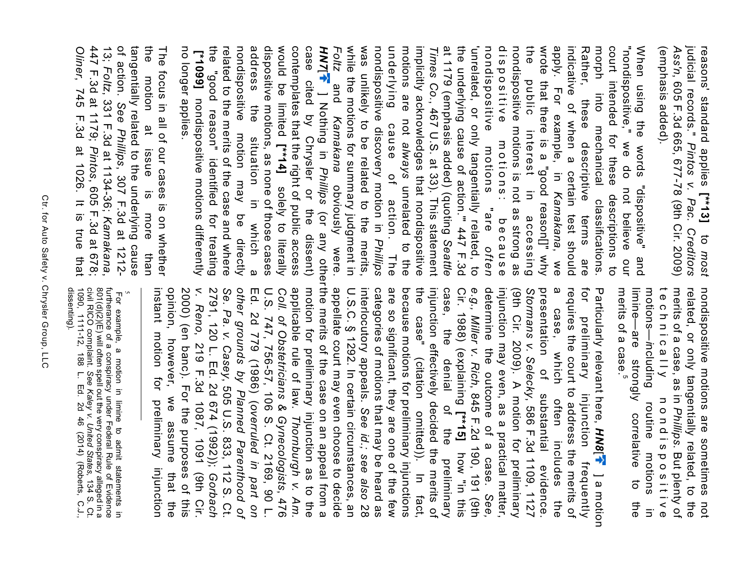reasons' standard applies [**13] to *most* judicial records." *Pintos v. Pac. Creditors Ass'n*, 605 F.3d 665, 677-78 (9th Cir. 2009) (emphasis added).

When using the words "dispositive" and "nondispositive," we do not believe our court intended for these descriptions to morph into mechanical classifications. Rather, these descriptive terms are indicative of when a certain test should apply. For example, in *Kamakana*, we wrote that there is a "good reason[]" why the public interest in accessing nondispositive motions is not as strong as dispositive motions: because nondispositive motions "are *often* 'unrelated, or only tangentially related, to the underlying cause of action.'" 447 F.3d at 1179 (emphasis added) (quoting *Seattle Times Co.*, 467 U.S. at 33). This statement implicitly acknowledges that nondispositive motions are not *always* unrelated to the underlying cause of action. The nondispositive discovery motion in *Phillips* was unlikely to be related to the merits, while the motions for summary judgment in *Foltz* and *Kamakana* obviously were. ***HN7***[] Nothing in *Phillips* (or any other case cited by Chrysler or the dissent) contemplates that the right of public access would be limited [**14] solely to literally dispositive motions, as none of those cases address the situation in which a nondispositive motion may be directly related to the merits of the case and where the "good reason" identified for treating [*1099] nondispositive motions differently no longer applies.

The focus in all of our cases is on whether the motion at issue is more than tangentially related to the underlying cause of action. *See Phillips*, 307 F.3d at 1212-13; *Foltz*, 331 F.3d at 1134-36; *Kamakana*, 447 F.3d at 1179; *Pintos*, 605 F.3d at 678; *Oliner*, 745 F.3d at 1026. It is true that nondispositive motions are sometimes not related, or only tangentially related, to the merits of a case, as in *Phillips*. But plenty of technically nondispositive motions—including routine motions in limine—are strongly correlative to the merits of a case.[5]

Particularly relevant here, ***HN8***[] a motion for preliminary injunction frequently requires the court to address the merits of a case, which often includes the presentation of substantial evidence. *Stormans v. Selecky*, 586 F.3d 1109, 1127 (9th Cir. 2009). A motion for preliminary injunction may even, as a practical matter, determine the outcome of a case. *See, e.g., Miller v. Rich*, 845 F.2d 190, 191 (9th Cir. 1988) (explaining [**15] how "in this case, the denial of the preliminary injunction effectively decided the merits of the case" (citation omitted)). In fact, because motions for preliminary injunctions are so significant, they are one of the few categories of motions that may be heard as interlocutory appeals. *See id.*; *see also* 28 U.S.C. § 1292. In certain circumstances, an appellate court may even choose to decide the merits of the case on an appeal from a motion for preliminary injunction as to the applicable rule of law. *Thornburgh v. Am. Coll. of Obstetricians & Gynecologists*, 476 U.S. 747, 756-57, 106 S. Ct. 2169, 90 L. Ed. 2d 779 (1986) (*overruled in part on other grounds by Planned Parenthood of Se. Pa. v. Casey*, 505 U.S. 833, 112 S. Ct. 2791, 120 L. Ed. 2d 674 (1992)); *Gorbach v. Reno*, 219 F.3d 1087, 1091 (9th Cir. 2000) (en banc). For the purposes of this opinion, however, we assume that the instant motion for preliminary injunction

---

[5] For example, a motion in limine to admit statements in furtherance of a conspiracy under Federal Rule of Evidence 801(d)(2)(E) will often spell out the very conspiracy alleged in a civil RICO complaint. *See Kaley v. United States*, 134 S. Ct. 1090, 1111-12, 188 L. Ed. 2d 46 (2014) (Roberts, C.J., dissenting).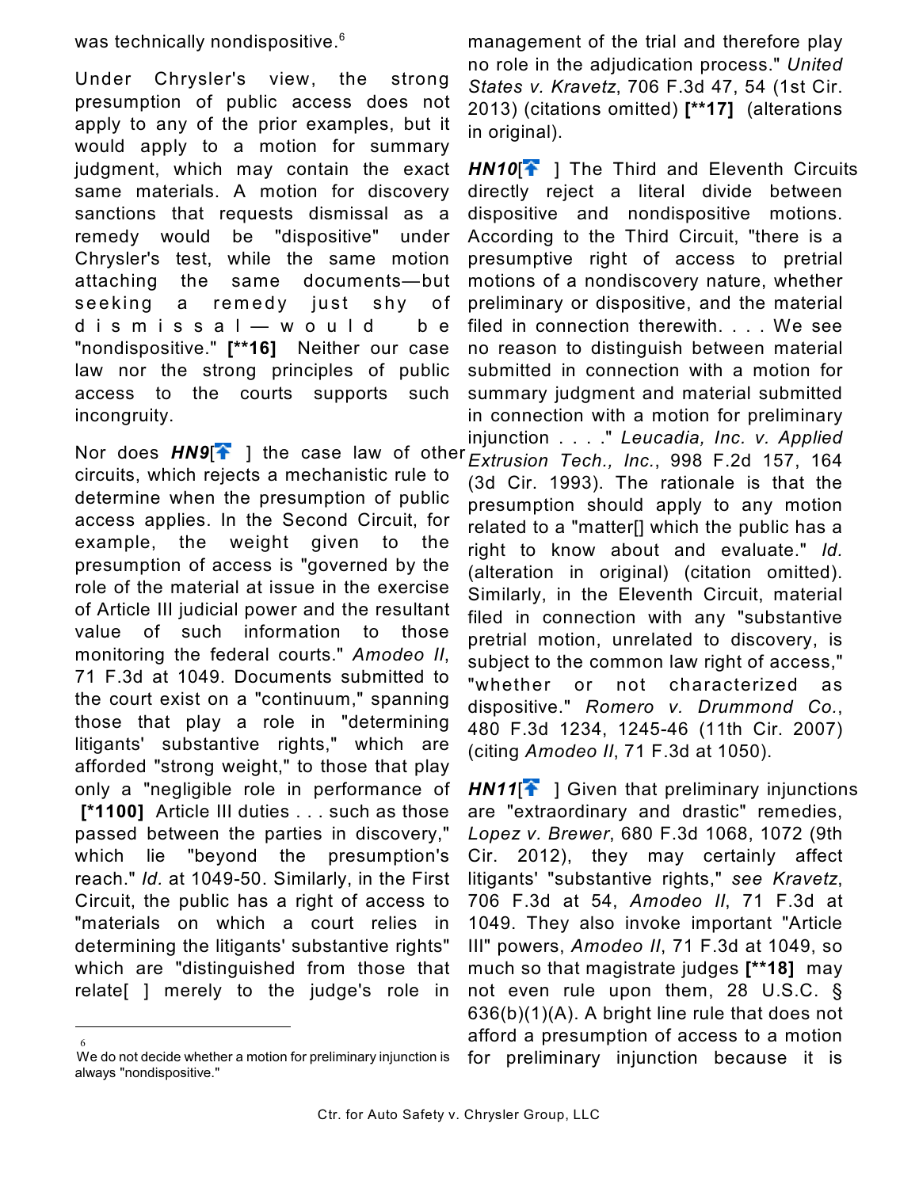was technically nondispositive.[6]

Under Chrysler's view, the strong presumption of public access does not apply to any of the prior examples, but it would apply to a motion for summary judgment, which may contain the exact same materials. A motion for discovery sanctions that requests dismissal as a remedy would be "dispositive" under Chrysler's test, while the same motion attaching the same documents—but seeking a remedy just shy of dismissal—would be "nondispositive." **[**16]** Neither our case law nor the strong principles of public access to the courts supports such incongruity.

Nor does ***HN9***[] the case law of other circuits, which rejects a mechanistic rule to determine when the presumption of public access applies. In the Second Circuit, for example, the weight given to the presumption of access is "governed by the role of the material at issue in the exercise of Article III judicial power and the resultant value of such information to those monitoring the federal courts." *Amodeo II*, 71 F.3d at 1049. Documents submitted to the court exist on a "continuum," spanning those that play a role in "determining litigants' substantive rights," which are afforded "strong weight," to those that play only a "negligible role in performance of **[*1100]** Article III duties . . . such as those passed between the parties in discovery," which lie "beyond the presumption's reach." *Id.* at 1049-50. Similarly, in the First Circuit, the public has a right of access to "materials on which a court relies in determining the litigants' substantive rights" which are "distinguished from those that relate[ ] merely to the judge's role in management of the trial and therefore play no role in the adjudication process." *United States v. Kravetz*, 706 F.3d 47, 54 (1st Cir. 2013) (citations omitted) **[**17]** (alterations in original).

***HN10***[] The Third and Eleventh Circuits directly reject a literal divide between dispositive and nondispositive motions. According to the Third Circuit, "there is a presumptive right of access to pretrial motions of a nondiscovery nature, whether preliminary or dispositive, and the material filed in connection therewith. . . . We see no reason to distinguish between material submitted in connection with a motion for summary judgment and material submitted in connection with a motion for preliminary injunction . . . ." *Leucadia, Inc. v. Applied Extrusion Tech., Inc.*, 998 F.2d 157, 164 (3d Cir. 1993). The rationale is that the presumption should apply to any motion related to a "matter[] which the public has a right to know about and evaluate." *Id.* (alteration in original) (citation omitted). Similarly, in the Eleventh Circuit, material filed in connection with any "substantive pretrial motion, unrelated to discovery, is subject to the common law right of access," "whether or not characterized as dispositive." *Romero v. Drummond Co.*, 480 F.3d 1234, 1245-46 (11th Cir. 2007) (citing *Amodeo II*, 71 F.3d at 1050).

***HN11***[] Given that preliminary injunctions are "extraordinary and drastic" remedies, *Lopez v. Brewer*, 680 F.3d 1068, 1072 (9th Cir. 2012), they may certainly affect litigants' "substantive rights," *see Kravetz*, 706 F.3d at 54, *Amodeo II*, 71 F.3d at 1049. They also invoke important "Article III" powers, *Amodeo II*, 71 F.3d at 1049, so much so that magistrate judges **[**18]** may not even rule upon them, 28 U.S.C. § 636(b)(1)(A). A bright line rule that does not afford a presumption of access to a motion for preliminary injunction because it is

---

[6] We do not decide whether a motion for preliminary injunction is always "nondispositive."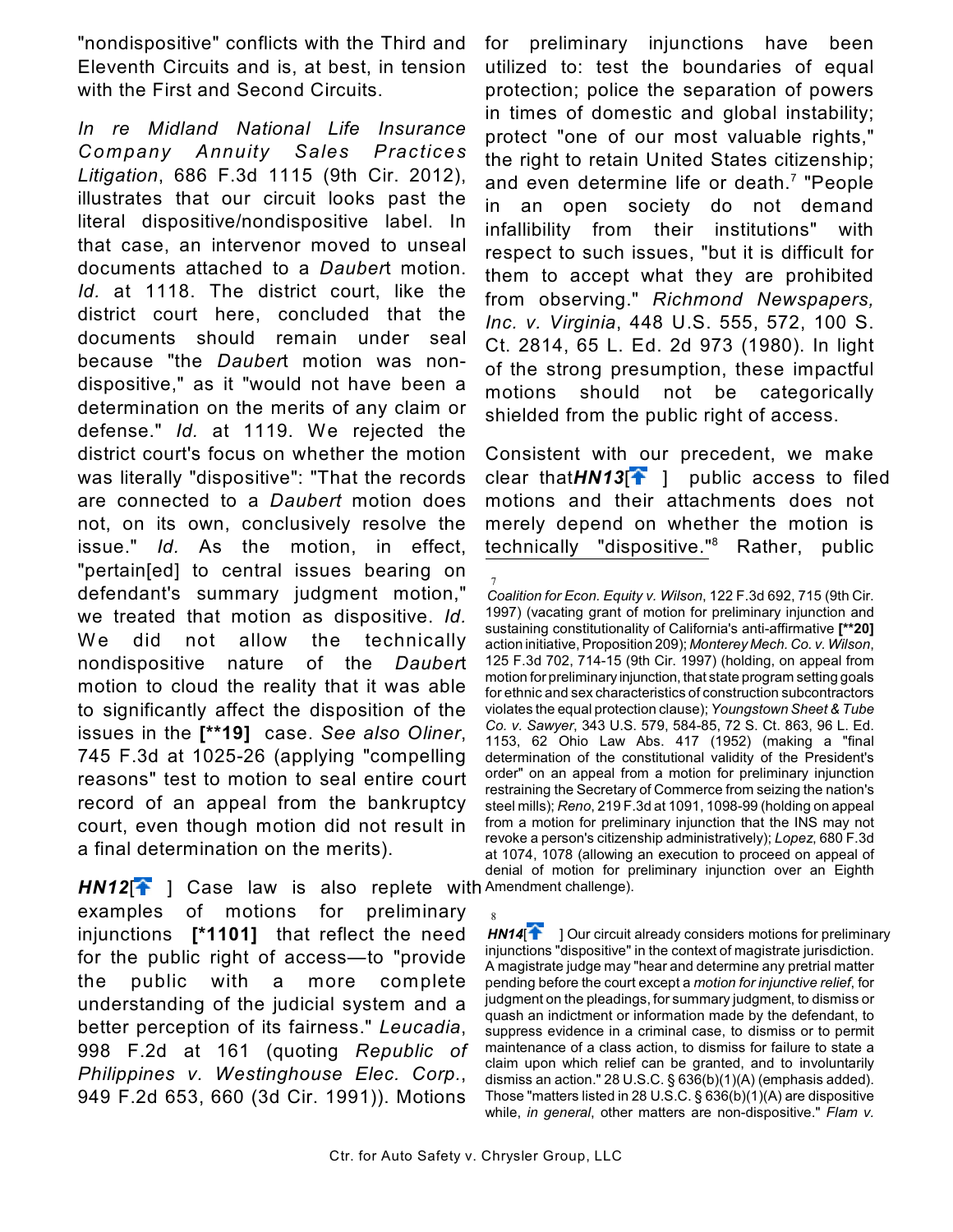"nondispositive" conflicts with the Third and Eleventh Circuits and is, at best, in tension with the First and Second Circuits.

*In re Midland National Life Insurance Company Annuity Sales Practices Litigation*, 686 F.3d 1115 (9th Cir. 2012), illustrates that our circuit looks past the literal dispositive/nondispositive label. In that case, an intervenor moved to unseal documents attached to a *Daubert* motion. *Id.* at 1118. The district court, like the district court here, concluded that the documents should remain under seal because "the *Daubert* motion was non-dispositive," as it "would not have been a determination on the merits of any claim or defense." *Id.* at 1119. We rejected the district court's focus on whether the motion was literally "dispositive": "That the records are connected to a *Daubert* motion does not, on its own, conclusively resolve the issue." *Id.* As the motion, in effect, "pertain[ed] to central issues bearing on defendant's summary judgment motion," we treated that motion as dispositive. *Id.* We did not allow the technically nondispositive nature of the *Daubert* motion to cloud the reality that it was able to significantly affect the disposition of the issues in the **[\*\*19]** case. *See also Oliner*, 745 F.3d at 1025-26 (applying "compelling reasons" test to motion to seal entire court record of an appeal from the bankruptcy court, even though motion did not result in a final determination on the merits).

***HN12***[] Case law is also replete with examples of motions for preliminary injunctions **[\*1101]** that reflect the need for the public right of access—to "provide the public with a more complete understanding of the judicial system and a better perception of its fairness." *Leucadia*, 998 F.2d at 161 (quoting *Republic of Philippines v. Westinghouse Elec. Corp.*, 949 F.2d 653, 660 (3d Cir. 1991)). Motions for preliminary injunctions have been utilized to: test the boundaries of equal protection; police the separation of powers in times of domestic and global instability; protect "one of our most valuable rights," the right to retain United States citizenship; and even determine life or death.[7] "People in an open society do not demand infallibility from their institutions" with respect to such issues, "but it is difficult for them to accept what they are prohibited from observing." *Richmond Newspapers, Inc. v. Virginia*, 448 U.S. 555, 572, 100 S. Ct. 2814, 65 L. Ed. 2d 973 (1980). In light of the strong presumption, these impactful motions should not be categorically shielded from the public right of access.

Consistent with our precedent, we make clear that***HN13***[] public access to filed motions and their attachments does not merely depend on whether the motion is technically "dispositive."[8] Rather, public

[7] *Coalition for Econ. Equity v. Wilson*, 122 F.3d 692, 715 (9th Cir. 1997) (vacating grant of motion for preliminary injunction and sustaining constitutionality of California's anti-affirmative **[\*\*20]** action initiative, Proposition 209); *Monterey Mech. Co. v. Wilson*, 125 F.3d 702, 714-15 (9th Cir. 1997) (holding, on appeal from motion for preliminary injunction, that state program setting goals for ethnic and sex characteristics of construction subcontractors violates the equal protection clause); *Youngstown Sheet & Tube Co. v. Sawyer*, 343 U.S. 579, 584-85, 72 S. Ct. 863, 96 L. Ed. 1153, 62 Ohio Law Abs. 417 (1952) (making a "final determination of the constitutional validity of the President's order" on an appeal from a motion for preliminary injunction restraining the Secretary of Commerce from seizing the nation's steel mills); *Reno*, 219 F.3d at 1091, 1098-99 (holding on appeal from a motion for preliminary injunction that the INS may not revoke a person's citizenship administratively); *Lopez*, 680 F.3d at 1074, 1078 (allowing an execution to proceed on appeal of denial of motion for preliminary injunction over an Eighth Amendment challenge).

[8] ***HN14***[] Our circuit already considers motions for preliminary injunctions "dispositive" in the context of magistrate jurisdiction. A magistrate judge may "hear and determine any pretrial matter pending before the court except a *motion for injunctive relief*, for judgment on the pleadings, for summary judgment, to dismiss or quash an indictment or information made by the defendant, to suppress evidence in a criminal case, to dismiss or to permit maintenance of a class action, to dismiss for failure to state a claim upon which relief can be granted, and to involuntarily dismiss an action." 28 U.S.C. § 636(b)(1)(A) (emphasis added). Those "matters listed in 28 U.S.C. § 636(b)(1)(A) are dispositive while, *in general*, other matters are non-dispositive." *Flam v.*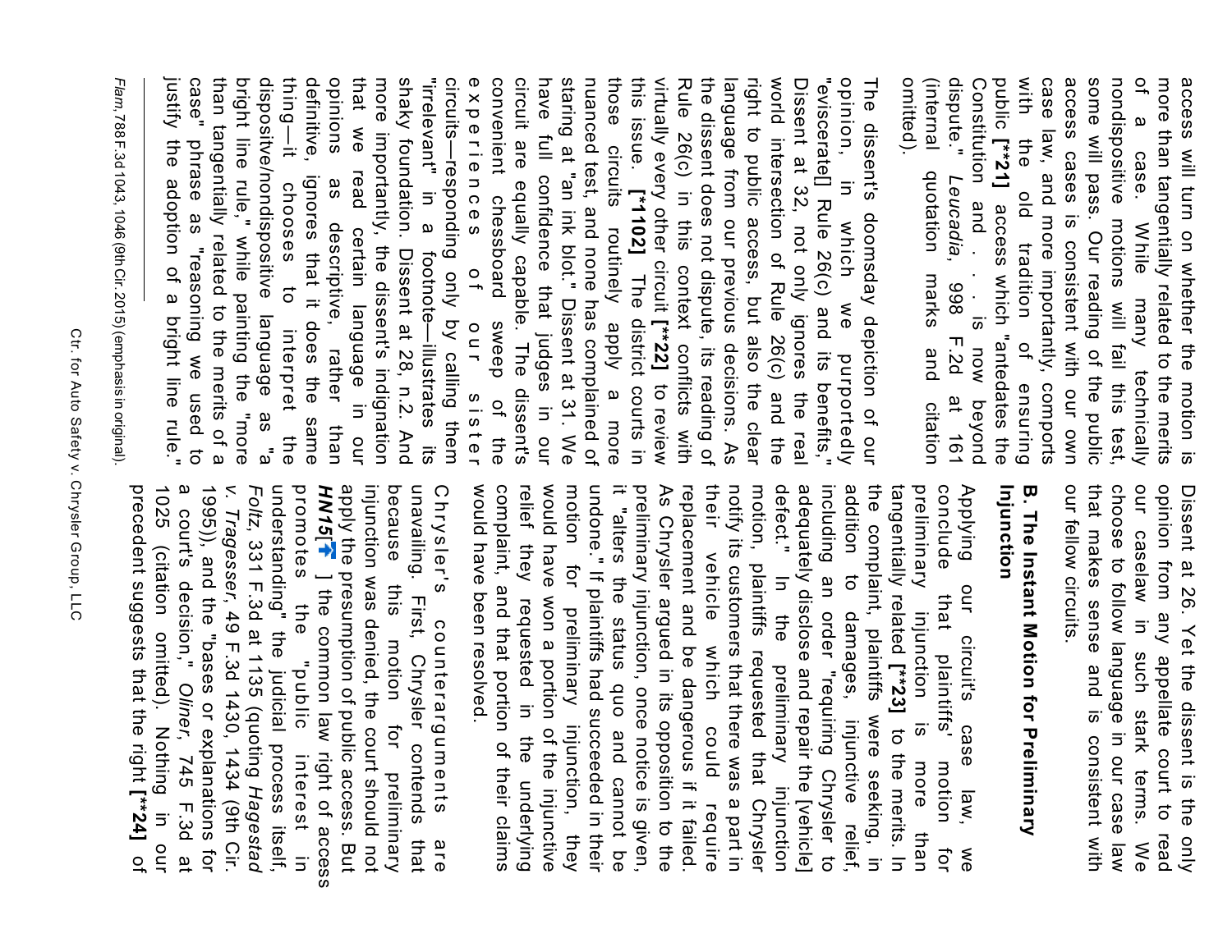access will turn on whether the motion is more than tangentially related to the merits of a case. While many technically nondispositive motions will fail this test, some will pass. Our reading of the public access cases is consistent with our own case law, and more importantly, comports with the old tradition of ensuring public **[**21]** access which "antedates the Constitution and . . . is now beyond dispute." *Leucadia*, 998 F.2d at 161 (internal quotation marks and citation omitted).

The dissent's doomsday depiction of our opinion, in which we purportedly "eviscerate[] Rule 26(c) and its benefits," Dissent at 32, not only ignores the real world intersection of Rule 26(c) and the right to public access, but also the clear language from our previous decisions. As the dissent does not dispute, its reading of Rule 26(c) in this context conflicts with virtually every other circuit **[**22]** to review this issue. **[*1102]** The district courts in those circuits routinely apply a more nuanced test, and none has complained of staring at "an ink blot." Dissent at 31. We have full confidence that judges in our circuit are equally capable. The dissent's convenient chessboard sweep of the experiences of our sister circuits—responding only by calling them "irrelevant" in a footnote—illustrates its shaky foundation. Dissent at 28, n.2. And more importantly, the dissent's indignation that we read certain language in our opinions as descriptive, rather than definitive, ignores that it does the same thing—it chooses to interpret the dispositive/nondispositive language as "a bright line rule," while painting the "more than tangentially related to the merits of a case" phrase as "reasoning we used to justify the adoption of a bright line rule." Dissent at 26. Yet the dissent is the only opinion from any appellate court to read our caselaw in such stark terms. We choose to follow language in our case law that makes sense and is consistent with our fellow circuits.

### B. The Instant Motion for Preliminary Injunction

Applying our circuit's case law, we conclude that plaintiffs' motion for preliminary injunction is more than tangentially related **[**23]** to the merits. In the complaint, plaintiffs were seeking, in addition to damages, injunctive relief, including an order "requiring Chrysler to adequately disclose and repair the [vehicle] defect." In the preliminary injunction motion, plaintiffs requested that Chrysler notify its customers that there was a part in their vehicle which could require replacement and be dangerous if it failed. As Chrysler argued in its opposition to the preliminary injunction, once notice is given, it "alters the status quo and cannot be undone." If plaintiffs had succeeded in their motion for preliminary injunction, they would have won a portion of the injunctive relief they requested in the underlying complaint, and that portion of their claims would have been resolved.

Chrysler's counterarguments are unavailing. First, Chrysler contends that because this motion for preliminary injunction was denied, the court should not apply the presumption of public access. But **HN15** [↑] the common law right of access promotes the "public interest in understanding" the judicial process itself, *Hagestad v. Tragesser*, 49 F.3d 1430, 1434 (9th Cir. 1995)), and the "bases or explanations for a court's decision," *Oliner*, 745 F.3d at 1025 (citation omitted). Nothing in our precedent suggests that the right **[**24]** of

---

*Flam*, 788 F.3d 1043, 1046 (9th Cir. 2015) (emphasis in original).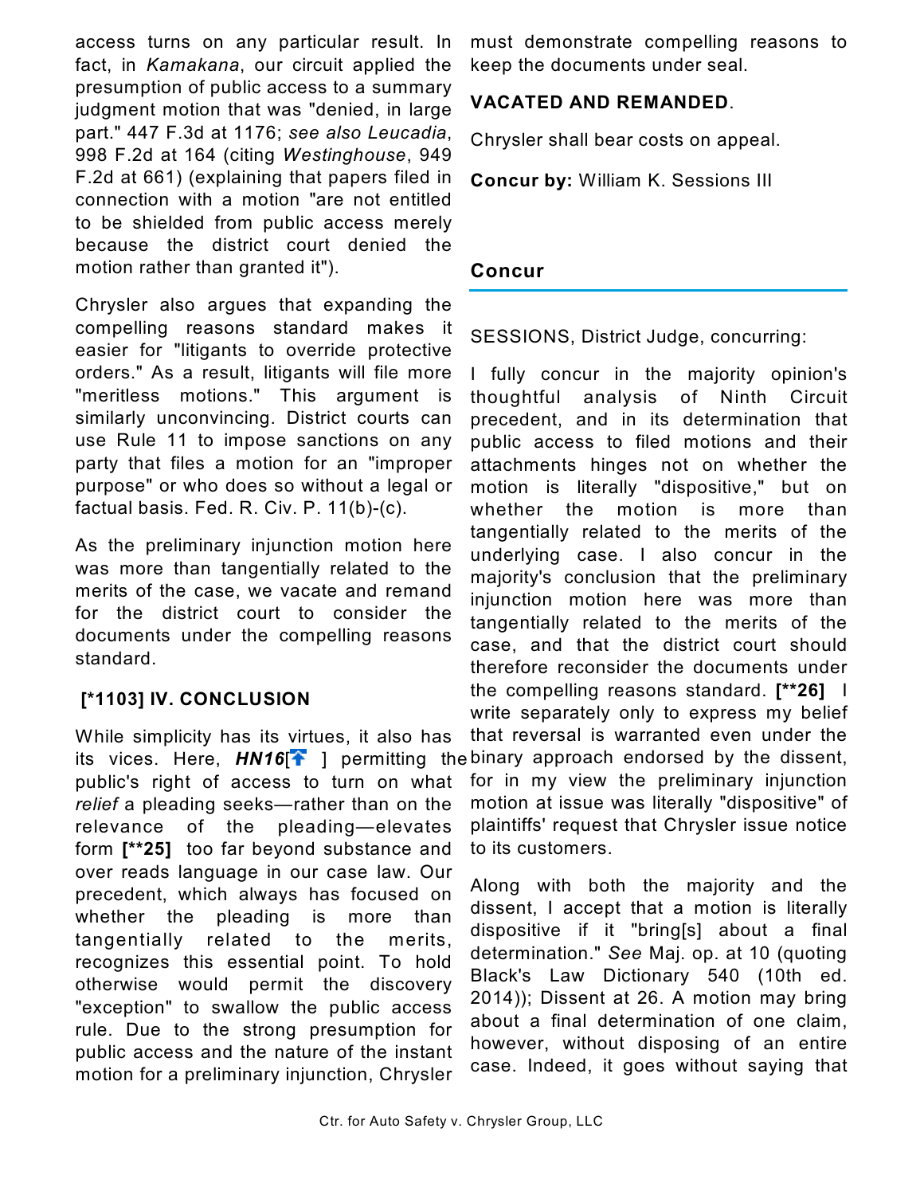access turns on any particular result. In fact, in *Kamakana*, our circuit applied the presumption of public access to a summary judgment motion that was "denied, in large part." 447 F.3d at 1176; *see also Leucadia*, 998 F.2d at 164 (citing *Westinghouse*, 949 F.2d at 661) (explaining that papers filed in connection with a motion "are not entitled to be shielded from public access merely because the district court denied the motion rather than granted it").

Chrysler also argues that expanding the compelling reasons standard makes it easier for "litigants to override protective orders." As a result, litigants will file more "meritless motions." This argument is similarly unconvincing. District courts can use Rule 11 to impose sanctions on any party that files a motion for an "improper purpose" or who does so without a legal or factual basis. Fed. R. Civ. P. 11(b)-(c).

As the preliminary injunction motion here was more than tangentially related to the merits of the case, we vacate and remand for the district court to consider the documents under the compelling reasons standard.

### [*1103] IV. CONCLUSION

While simplicity has its virtues, it also has its vices. Here, ***HN16***[ ] permitting the public's right of access to turn on what *relief* a pleading seeks—rather than on the relevance of the pleading—elevates form **[**25]** too far beyond substance and over reads language in our case law. Our precedent, which always has focused on whether the pleading is more than tangentially related to the merits, recognizes this essential point. To hold otherwise would permit the discovery "exception" to swallow the public access rule. Due to the strong presumption for public access and the nature of the instant motion for a preliminary injunction, Chrysler must demonstrate compelling reasons to keep the documents under seal.

**VACATED AND REMANDED**.

Chrysler shall bear costs on appeal.

**Concur by:** William K. Sessions III

## Concur

SESSIONS, District Judge, concurring:

I fully concur in the majority opinion's thoughtful analysis of Ninth Circuit precedent, and in its determination that public access to filed motions and their attachments hinges not on whether the motion is literally "dispositive," but on whether the motion is more than tangentially related to the merits of the underlying case. I also concur in the majority's conclusion that the preliminary injunction motion here was more than tangentially related to the merits of the case, and that the district court should therefore reconsider the documents under the compelling reasons standard. **[**26]** I write separately only to express my belief that reversal is warranted even under the binary approach endorsed by the dissent, for in my view the preliminary injunction motion at issue was literally "dispositive" of plaintiffs' request that Chrysler issue notice to its customers.

Along with both the majority and the dissent, I accept that a motion is literally dispositive if it "bring[s] about a final determination." *See* Maj. op. at 10 (quoting Black's Law Dictionary 540 (10th ed. 2014)); Dissent at 26. A motion may bring about a final determination of one claim, however, without disposing of an entire case. Indeed, it goes without saying that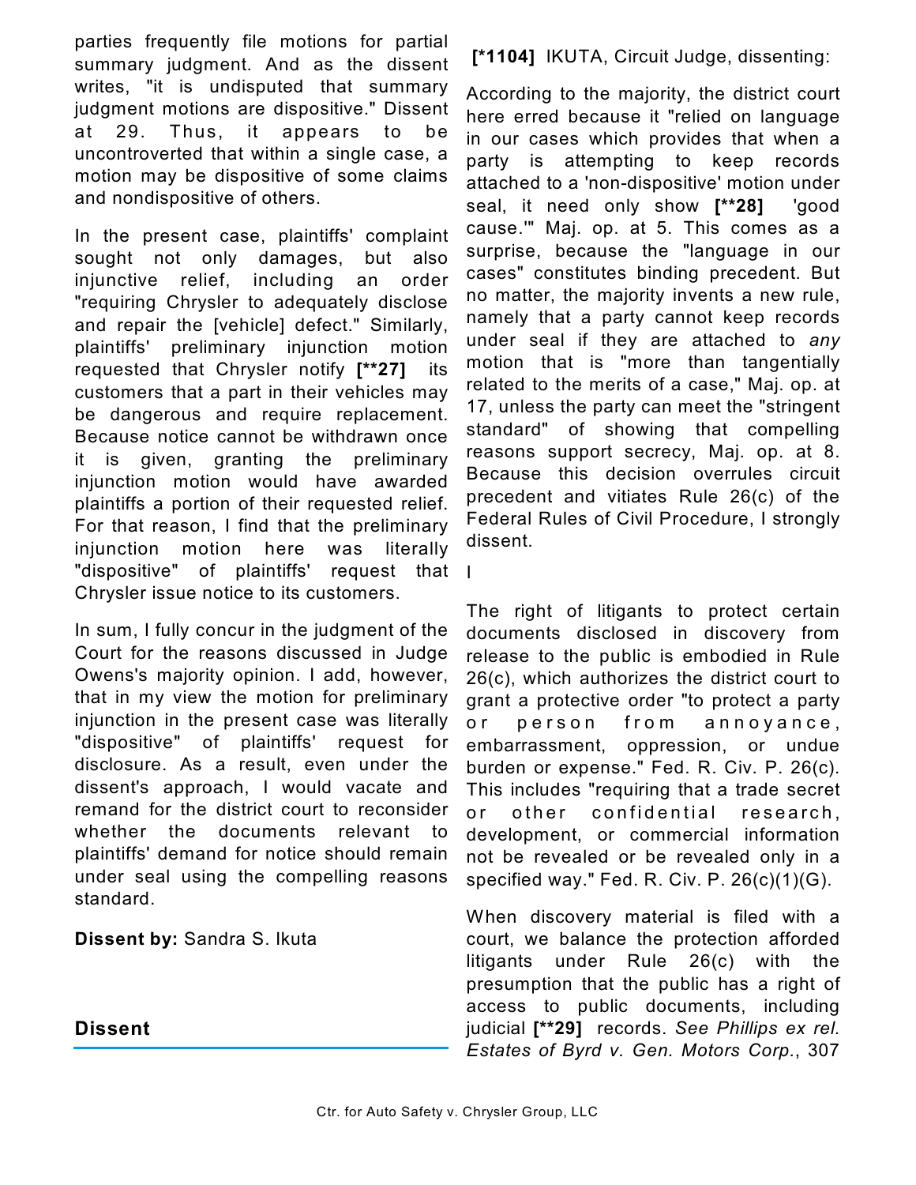parties frequently file motions for partial summary judgment. And as the dissent writes, "it is undisputed that summary judgment motions are dispositive." Dissent at 29. Thus, it appears to be uncontroverted that within a single case, a motion may be dispositive of some claims and nondispositive of others.

In the present case, plaintiffs' complaint sought not only damages, but also injunctive relief, including an order "requiring Chrysler to adequately disclose and repair the [vehicle] defect." Similarly, plaintiffs' preliminary injunction motion requested that Chrysler notify **[\*\*27]** its customers that a part in their vehicles may be dangerous and require replacement. Because notice cannot be withdrawn once it is given, granting the preliminary injunction motion would have awarded plaintiffs a portion of their requested relief. For that reason, I find that the preliminary injunction motion here was literally "dispositive" of plaintiffs' request that Chrysler issue notice to its customers.

In sum, I fully concur in the judgment of the Court for the reasons discussed in Judge Owens's majority opinion. I add, however, that in my view the motion for preliminary injunction in the present case was literally "dispositive" of plaintiffs' request for disclosure. As a result, even under the dissent's approach, I would vacate and remand for the district court to reconsider whether the documents relevant to plaintiffs' demand for notice should remain under seal using the compelling reasons standard.

**Dissent by:** Sandra S. Ikuta

## Dissent

**[\*1104]** IKUTA, Circuit Judge, dissenting:

According to the majority, the district court here erred because it "relied on language in our cases which provides that when a party is attempting to keep records attached to a 'non-dispositive' motion under seal, it need only show **[\*\*28]** 'good cause.'" Maj. op. at 5. This comes as a surprise, because the "language in our cases" constitutes binding precedent. But no matter, the majority invents a new rule, namely that a party cannot keep records under seal if they are attached to *any* motion that is "more than tangentially related to the merits of a case," Maj. op. at 17, unless the party can meet the "stringent standard" of showing that compelling reasons support secrecy, Maj. op. at 8. Because this decision overrules circuit precedent and vitiates Rule 26(c) of the Federal Rules of Civil Procedure, I strongly dissent.

I

The right of litigants to protect certain documents disclosed in discovery from release to the public is embodied in Rule 26(c), which authorizes the district court to grant a protective order "to protect a party or person from annoyance, embarrassment, oppression, or undue burden or expense." Fed. R. Civ. P. 26(c). This includes "requiring that a trade secret or other confidential research, development, or commercial information not be revealed or be revealed only in a specified way." Fed. R. Civ. P. 26(c)(1)(G).

When discovery material is filed with a court, we balance the protection afforded litigants under Rule 26(c) with the presumption that the public has a right of access to public documents, including judicial **[\*\*29]** records. *See Phillips ex rel. Estates of Byrd v. Gen. Motors Corp.*, 307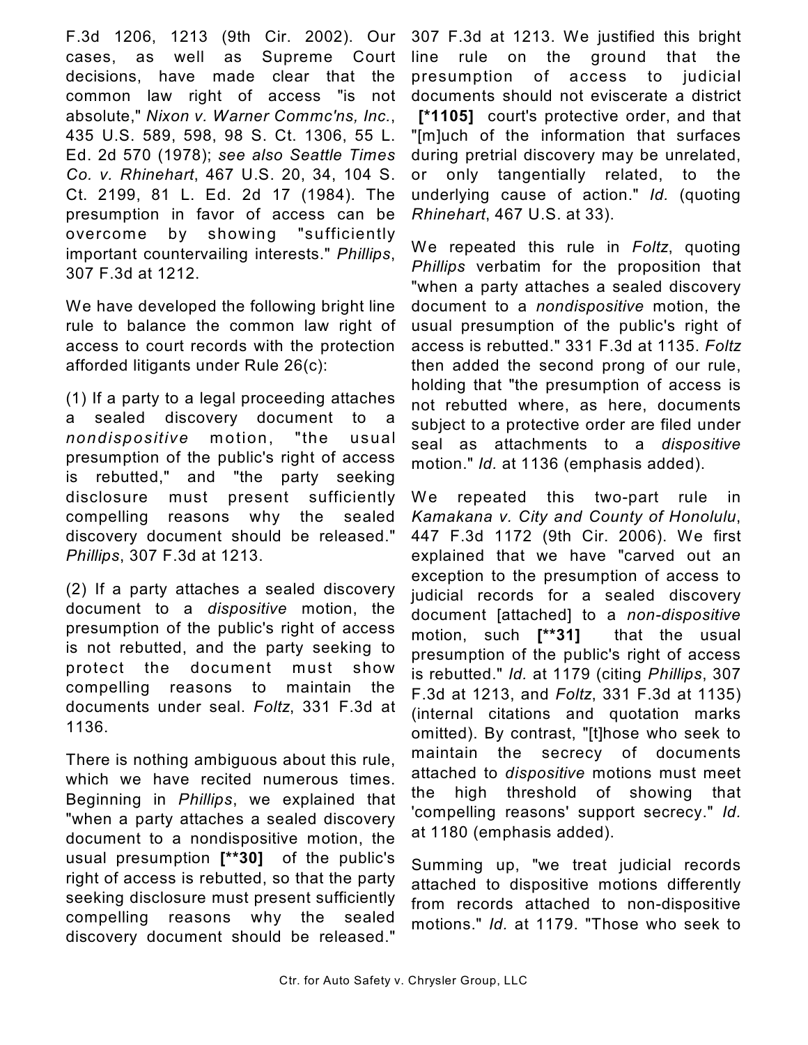F.3d 1206, 1213 (9th Cir. 2002). Our cases, as well as Supreme Court decisions, have made clear that the common law right of access "is not absolute," *Nixon v. Warner Commc'ns, Inc.*, 435 U.S. 589, 598, 98 S. Ct. 1306, 55 L. Ed. 2d 570 (1978); *see also Seattle Times Co. v. Rhinehart*, 467 U.S. 20, 34, 104 S. Ct. 2199, 81 L. Ed. 2d 17 (1984). The presumption in favor of access can be overcome by showing "sufficiently important countervailing interests." *Phillips*, 307 F.3d at 1212.

We have developed the following bright line rule to balance the common law right of access to court records with the protection afforded litigants under Rule 26(c):

(1) If a party to a legal proceeding attaches a sealed discovery document to a *nondispositive* motion, "the usual presumption of the public's right of access is rebutted," and "the party seeking disclosure must present sufficiently compelling reasons why the sealed discovery document should be released." *Phillips*, 307 F.3d at 1213.

(2) If a party attaches a sealed discovery document to a *dispositive* motion, the presumption of the public's right of access is not rebutted, and the party seeking to protect the document must show compelling reasons to maintain the documents under seal. *Foltz*, 331 F.3d at 1136.

There is nothing ambiguous about this rule, which we have recited numerous times. Beginning in *Phillips*, we explained that "when a party attaches a sealed discovery document to a nondispositive motion, the usual presumption **[**30]** of the public's right of access is rebutted, so that the party seeking disclosure must present sufficiently compelling reasons why the sealed discovery document should be released." 307 F.3d at 1213. We justified this bright line rule on the ground that the presumption of access to judicial documents should not eviscerate a district **[*1105]** court's protective order, and that "[m]uch of the information that surfaces during pretrial discovery may be unrelated, or only tangentially related, to the underlying cause of action." *Id.* (quoting *Rhinehart*, 467 U.S. at 33).

We repeated this rule in *Foltz*, quoting *Phillips* verbatim for the proposition that "when a party attaches a sealed discovery document to a *nondispositive* motion, the usual presumption of the public's right of access is rebutted." 331 F.3d at 1135. *Foltz* then added the second prong of our rule, holding that "the presumption of access is not rebutted where, as here, documents subject to a protective order are filed under seal as attachments to a *dispositive* motion." *Id.* at 1136 (emphasis added).

We repeated this two-part rule in *Kamakana v. City and County of Honolulu*, 447 F.3d 1172 (9th Cir. 2006). We first explained that we have "carved out an exception to the presumption of access to judicial records for a sealed discovery document [attached] to a *non-dispositive* motion, such **[**31]** that the usual presumption of the public's right of access is rebutted." *Id.* at 1179 (citing *Phillips*, 307 F.3d at 1213, and *Foltz*, 331 F.3d at 1135) (internal citations and quotation marks omitted). By contrast, "[t]hose who seek to maintain the secrecy of documents attached to *dispositive* motions must meet the high threshold of showing that 'compelling reasons' support secrecy." *Id.* at 1180 (emphasis added).

Summing up, "we treat judicial records attached to dispositive motions differently from records attached to non-dispositive motions." *Id.* at 1179. "Those who seek to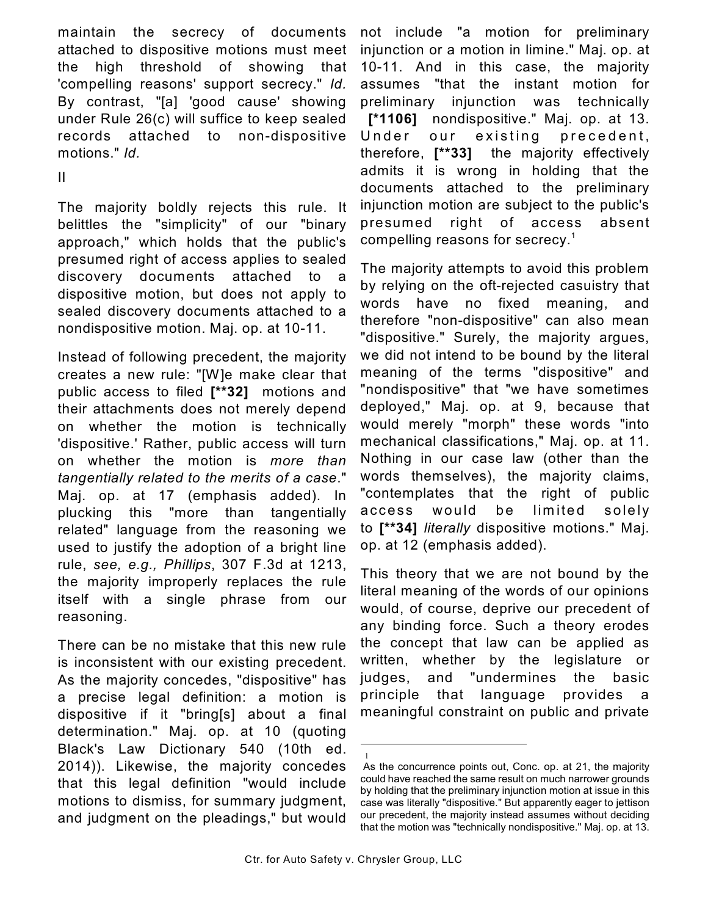maintain the secrecy of documents attached to dispositive motions must meet the high threshold of showing that 'compelling reasons' support secrecy." *Id.* By contrast, "[a] 'good cause' showing under Rule 26(c) will suffice to keep sealed records attached to non-dispositive motions." *Id.*

II

The majority boldly rejects this rule. It belittles the "simplicity" of our "binary approach," which holds that the public's presumed right of access applies to sealed discovery documents attached to a dispositive motion, but does not apply to sealed discovery documents attached to a nondispositive motion. Maj. op. at 10-11.

Instead of following precedent, the majority creates a new rule: "[W]e make clear that public access to filed **[**32]** motions and their attachments does not merely depend on whether the motion is technically 'dispositive.' Rather, public access will turn on whether the motion is *more than tangentially related to the merits of a case*." Maj. op. at 17 (emphasis added). In plucking this "more than tangentially related" language from the reasoning we used to justify the adoption of a bright line rule, *see, e.g., Phillips*, 307 F.3d at 1213, the majority improperly replaces the rule itself with a single phrase from our reasoning.

There can be no mistake that this new rule is inconsistent with our existing precedent. As the majority concedes, "dispositive" has a precise legal definition: a motion is dispositive if it "bring[s] about a final determination." Maj. op. at 10 (quoting Black's Law Dictionary 540 (10th ed. 2014)). Likewise, the majority concedes that this legal definition "would include motions to dismiss, for summary judgment, and judgment on the pleadings," but would not include "a motion for preliminary injunction or a motion in limine." Maj. op. at 10-11. And in this case, the majority assumes "that the instant motion for preliminary injunction was technically **[*1106]** nondispositive." Maj. op. at 13. Under our existing precedent, therefore, **[**33]** the majority effectively admits it is wrong in holding that the documents attached to the preliminary injunction motion are subject to the public's presumed right of access absent compelling reasons for secrecy.[1]

The majority attempts to avoid this problem by relying on the oft-rejected casuistry that words have no fixed meaning, and therefore "non-dispositive" can also mean "dispositive." Surely, the majority argues, we did not intend to be bound by the literal meaning of the terms "dispositive" and "nondispositive" that "we have sometimes deployed," Maj. op. at 9, because that would merely "morph" these words "into mechanical classifications," Maj. op. at 11. Nothing in our case law (other than the words themselves), the majority claims, "contemplates that the right of public access would be limited solely to **[**34]** *literally* dispositive motions." Maj. op. at 12 (emphasis added).

This theory that we are not bound by the literal meaning of the words of our opinions would, of course, deprive our precedent of any binding force. Such a theory erodes the concept that law can be applied as written, whether by the legislature or judges, and "undermines the basic principle that language provides a meaningful constraint on public and private

---

[1] As the concurrence points out, Conc. op. at 21, the majority could have reached the same result on much narrower grounds by holding that the preliminary injunction motion at issue in this case was literally "dispositive." But apparently eager to jettison our precedent, the majority instead assumes without deciding that the motion was "technically nondispositive." Maj. op. at 13.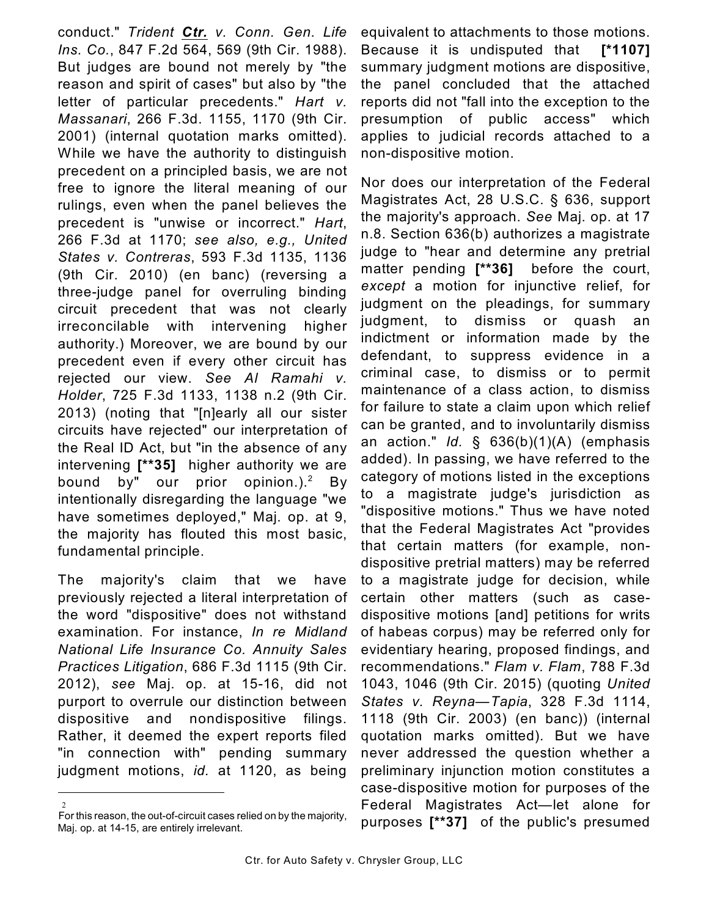conduct." *Trident* ***Ctr.*** *v. Conn. Gen. Life Ins. Co.*, 847 F.2d 564, 569 (9th Cir. 1988). But judges are bound not merely by "the reason and spirit of cases" but also by "the letter of particular precedents." *Hart v. Massanari*, 266 F.3d. 1155, 1170 (9th Cir. 2001) (internal quotation marks omitted). While we have the authority to distinguish precedent on a principled basis, we are not free to ignore the literal meaning of our rulings, even when the panel believes the precedent is "unwise or incorrect." *Hart*, 266 F.3d at 1170; *see also, e.g., United States v. Contreras*, 593 F.3d 1135, 1136 (9th Cir. 2010) (en banc) (reversing a three-judge panel for overruling binding circuit precedent that was not clearly irreconcilable with intervening higher authority.) Moreover, we are bound by our precedent even if every other circuit has rejected our view. *See Al Ramahi v. Holder*, 725 F.3d 1133, 1138 n.2 (9th Cir. 2013) (noting that "[n]early all our sister circuits have rejected" our interpretation of the Real ID Act, but "in the absence of any intervening **[**35]** higher authority we are bound by" our prior opinion.).[2] By intentionally disregarding the language "we have sometimes deployed," Maj. op. at 9, the majority has flouted this most basic, fundamental principle.

The majority's claim that we have previously rejected a literal interpretation of the word "dispositive" does not withstand examination. For instance, *In re Midland National Life Insurance Co. Annuity Sales Practices Litigation*, 686 F.3d 1115 (9th Cir. 2012), *see* Maj. op. at 15-16, did not purport to overrule our distinction between dispositive and nondispositive filings. Rather, it deemed the expert reports filed "in connection with" pending summary judgment motions, *id.* at 1120, as being equivalent to attachments to those motions. Because it is undisputed that **[*1107]** summary judgment motions are dispositive, the panel concluded that the attached reports did not "fall into the exception to the presumption of public access" which applies to judicial records attached to a non-dispositive motion.

Nor does our interpretation of the Federal Magistrates Act, 28 U.S.C. § 636, support the majority's approach. *See* Maj. op. at 17 n.8. Section 636(b) authorizes a magistrate judge to "hear and determine any pretrial matter pending **[**36]** before the court, *except* a motion for injunctive relief, for judgment on the pleadings, for summary judgment, to dismiss or quash an indictment or information made by the defendant, to suppress evidence in a criminal case, to dismiss or to permit maintenance of a class action, to dismiss for failure to state a claim upon which relief can be granted, and to involuntarily dismiss an action." *Id.* § 636(b)(1)(A) (emphasis added). In passing, we have referred to the category of motions listed in the exceptions to a magistrate judge's jurisdiction as "dispositive motions." Thus we have noted that the Federal Magistrates Act "provides that certain matters (for example, non-dispositive pretrial matters) may be referred to a magistrate judge for decision, while certain other matters (such as case-dispositive motions [and] petitions for writs of habeas corpus) may be referred only for evidentiary hearing, proposed findings, and recommendations." *Flam v. Flam*, 788 F.3d 1043, 1046 (9th Cir. 2015) (quoting *United States v. Reyna—Tapia*, 328 F.3d 1114, 1118 (9th Cir. 2003) (en banc)) (internal quotation marks omitted). But we have never addressed the question whether a preliminary injunction motion constitutes a case-dispositive motion for purposes of the Federal Magistrates Act—let alone for purposes **[**37]** of the public's presumed

---

[2] For this reason, the out-of-circuit cases relied on by the majority, Maj. op. at 14-15, are entirely irrelevant.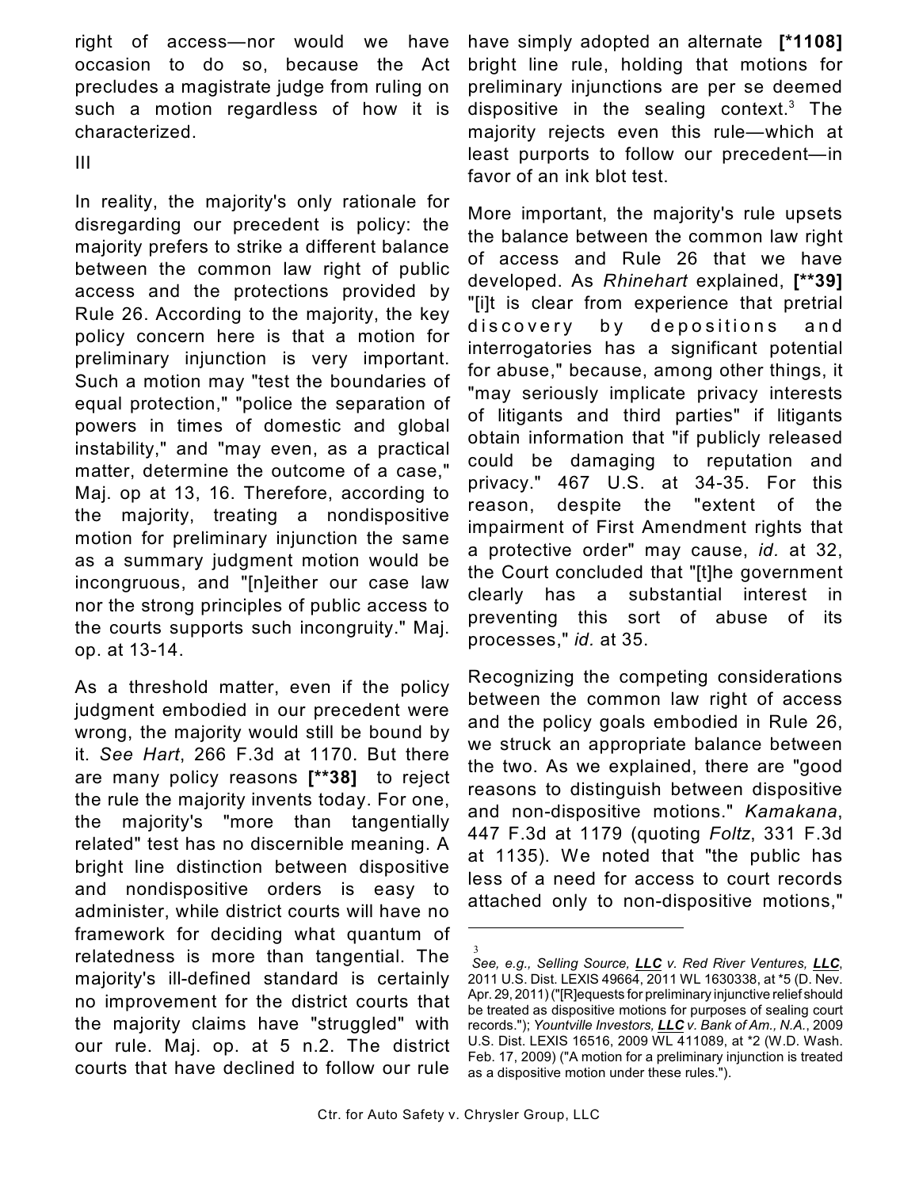right of access—nor would we have occasion to do so, because the Act precludes a magistrate judge from ruling on such a motion regardless of how it is characterized.

III

In reality, the majority's only rationale for disregarding our precedent is policy: the majority prefers to strike a different balance between the common law right of public access and the protections provided by Rule 26. According to the majority, the key policy concern here is that a motion for preliminary injunction is very important. Such a motion may "test the boundaries of equal protection," "police the separation of powers in times of domestic and global instability," and "may even, as a practical matter, determine the outcome of a case," Maj. op at 13, 16. Therefore, according to the majority, treating a nondispositive motion for preliminary injunction the same as a summary judgment motion would be incongruous, and "[n]either our case law nor the strong principles of public access to the courts supports such incongruity." Maj. op. at 13-14.

As a threshold matter, even if the policy judgment embodied in our precedent were wrong, the majority would still be bound by it. *See Hart*, 266 F.3d at 1170. But there are many policy reasons **[**38]** to reject the rule the majority invents today. For one, the majority's "more than tangentially related" test has no discernible meaning. A bright line distinction between dispositive and nondispositive orders is easy to administer, while district courts will have no framework for deciding what quantum of relatedness is more than tangential. The majority's ill-defined standard is certainly no improvement for the district courts that the majority claims have "struggled" with our rule. Maj. op. at 5 n.2. The district courts that have declined to follow our rule have simply adopted an alternate **[*1108]** bright line rule, holding that motions for preliminary injunctions are per se deemed dispositive in the sealing context.[3] The majority rejects even this rule—which at least purports to follow our precedent—in favor of an ink blot test.

More important, the majority's rule upsets the balance between the common law right of access and Rule 26 that we have developed. As *Rhinehart* explained, **[**39]** "[i]t is clear from experience that pretrial discovery by depositions and interrogatories has a significant potential for abuse," because, among other things, it "may seriously implicate privacy interests of litigants and third parties" if litigants obtain information that "if publicly released could be damaging to reputation and privacy." 467 U.S. at 34-35. For this reason, despite the "extent of the impairment of First Amendment rights that a protective order" may cause, *id.* at 32, the Court concluded that "[t]he government clearly has a substantial interest in preventing this sort of abuse of its processes," *id.* at 35.

Recognizing the competing considerations between the common law right of access and the policy goals embodied in Rule 26, we struck an appropriate balance between the two. As we explained, there are "good reasons to distinguish between dispositive and non-dispositive motions." *Kamakana*, 447 F.3d at 1179 (quoting *Foltz*, 331 F.3d at 1135). We noted that "the public has less of a need for access to court records attached only to non-dispositive motions,"

---

[3] *See, e.g., Selling Source, **LLC** v. Red River Ventures, **LLC***, 2011 U.S. Dist. LEXIS 49664, 2011 WL 1630338, at *5 (D. Nev. Apr. 29, 2011) ("[R]equests for preliminary injunctive relief should be treated as dispositive motions for purposes of sealing court records."); *Yountville Investors, **LLC** v. Bank of Am., N.A.*, 2009 U.S. Dist. LEXIS 16516, 2009 WL 411089, at *2 (W.D. Wash. Feb. 17, 2009) ("A motion for a preliminary injunction is treated as a dispositive motion under these rules.").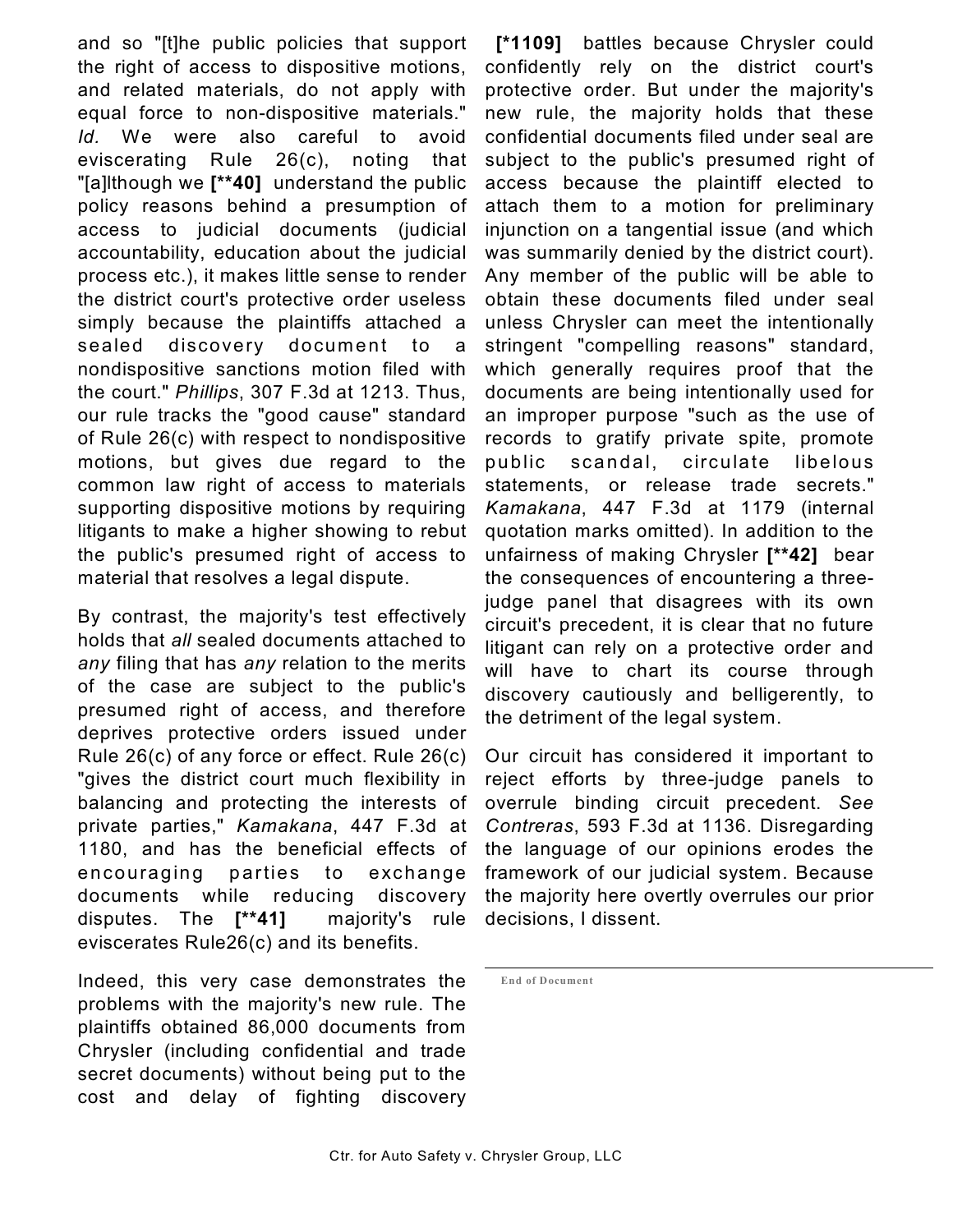and so "[t]he public policies that support the right of access to dispositive motions, and related materials, do not apply with equal force to non-dispositive materials." *Id.* We were also careful to avoid eviscerating Rule 26(c), noting that "[a]lthough we **[**40]** understand the public policy reasons behind a presumption of access to judicial documents (judicial accountability, education about the judicial process etc.), it makes little sense to render the district court's protective order useless simply because the plaintiffs attached a sealed discovery document to a nondispositive sanctions motion filed with the court." *Phillips*, 307 F.3d at 1213. Thus, our rule tracks the "good cause" standard of Rule 26(c) with respect to nondispositive motions, but gives due regard to the common law right of access to materials supporting dispositive motions by requiring litigants to make a higher showing to rebut the public's presumed right of access to material that resolves a legal dispute.

By contrast, the majority's test effectively holds that *all* sealed documents attached to *any* filing that has *any* relation to the merits of the case are subject to the public's presumed right of access, and therefore deprives protective orders issued under Rule 26(c) of any force or effect. Rule 26(c) "gives the district court much flexibility in balancing and protecting the interests of private parties," *Kamakana*, 447 F.3d at 1180, and has the beneficial effects of encouraging parties to exchange documents while reducing discovery disputes. The **[**41]** majority's rule eviscerates Rule26(c) and its benefits.

Indeed, this very case demonstrates the problems with the majority's new rule. The plaintiffs obtained 86,000 documents from Chrysler (including confidential and trade secret documents) without being put to the cost and delay of fighting discovery **[*1109]** battles because Chrysler could confidently rely on the district court's protective order. But under the majority's new rule, the majority holds that these confidential documents filed under seal are subject to the public's presumed right of access because the plaintiff elected to attach them to a motion for preliminary injunction on a tangential issue (and which was summarily denied by the district court). Any member of the public will be able to obtain these documents filed under seal unless Chrysler can meet the intentionally stringent "compelling reasons" standard, which generally requires proof that the documents are being intentionally used for an improper purpose "such as the use of records to gratify private spite, promote public scandal, circulate libelous statements, or release trade secrets." *Kamakana*, 447 F.3d at 1179 (internal quotation marks omitted). In addition to the unfairness of making Chrysler **[**42]** bear the consequences of encountering a three-judge panel that disagrees with its own circuit's precedent, it is clear that no future litigant can rely on a protective order and will have to chart its course through discovery cautiously and belligerently, to the detriment of the legal system.

Our circuit has considered it important to reject efforts by three-judge panels to overrule binding circuit precedent. *See Contreras*, 593 F.3d at 1136. Disregarding the language of our opinions erodes the framework of our judicial system. Because the majority here overtly overrules our prior decisions, I dissent.

---

**End of Document**